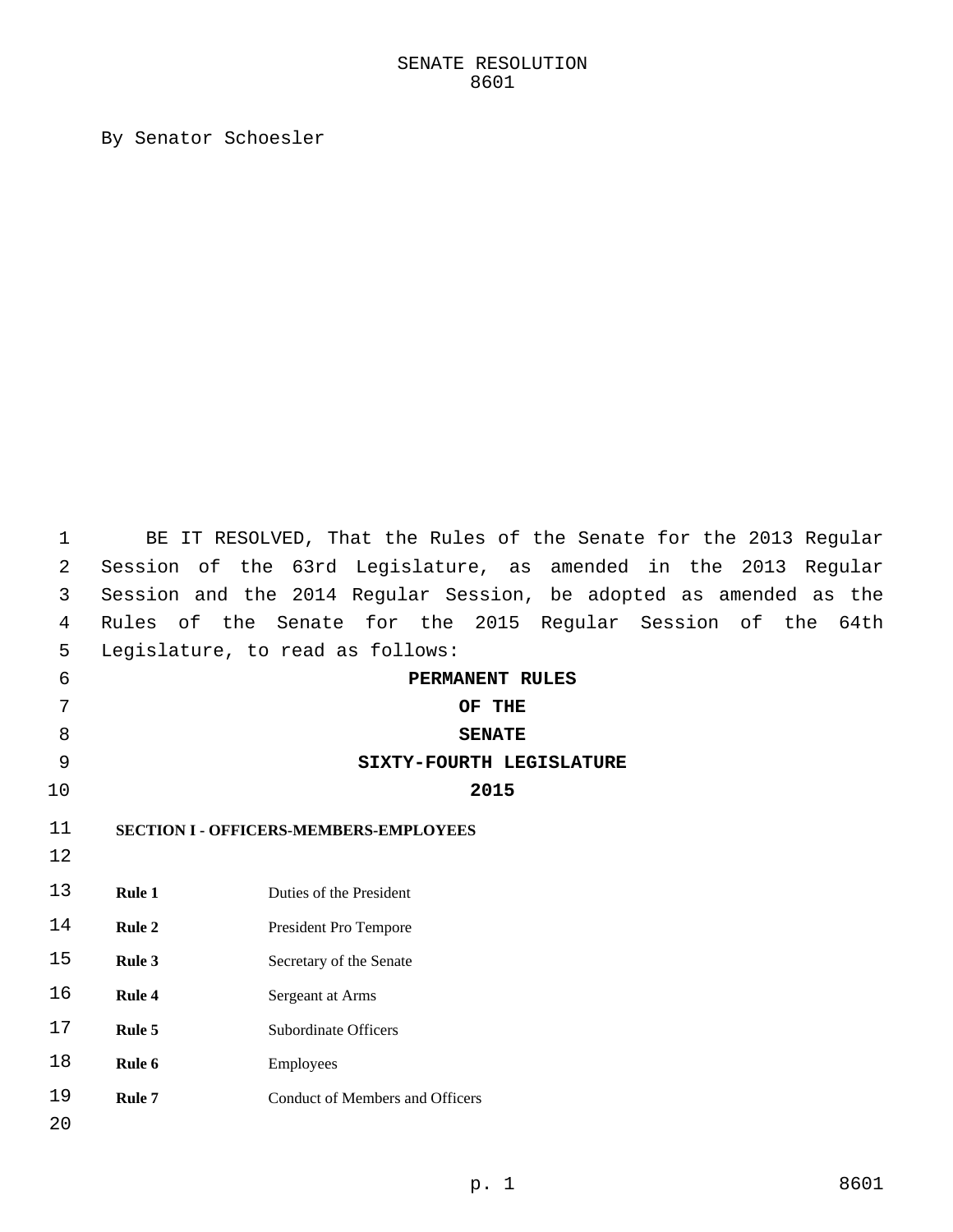SENATE RESOLUTION 8601

By Senator Schoesler

BE IT RESOLVED, That the Rules of the Senate for the 2013 Regular Session of the 63rd Legislature, as amended in the 2013 Regular Session and the 2014 Regular Session, be adopted as amended as the Rules of the Senate for the 2015 Regular Session of the 64th Legislature, to read as follows:

# PERMANENT RULES OF THE SENATE SIXTY-FOURTH LEGISLATURE 2015

## SECTION I - OFFICERS-MEMBERS-EMPLOYEES

| | |
|---|---|
| **Rule 1** | Duties of the President |
| **Rule 2** | President Pro Tempore |
| **Rule 3** | Secretary of the Senate |
| **Rule 4** | Sergeant at Arms |
| **Rule 5** | Subordinate Officers |
| **Rule 6** | Employees |
| **Rule 7** | Conduct of Members and Officers |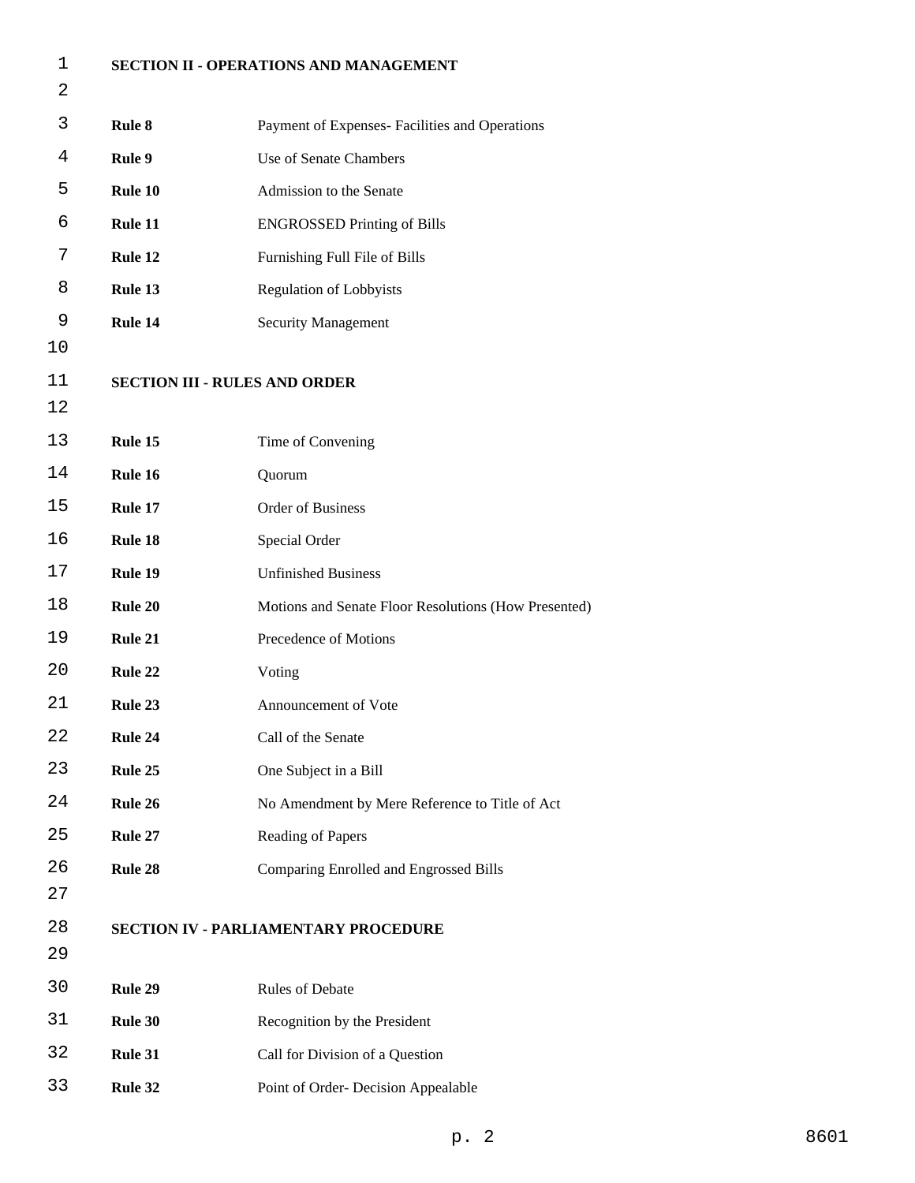**SECTION II - OPERATIONS AND MANAGEMENT**

| | |
|---|---|
| **Rule 8** | Payment of Expenses- Facilities and Operations |
| **Rule 9** | Use of Senate Chambers |
| **Rule 10** | Admission to the Senate |
| **Rule 11** | ENGROSSED Printing of Bills |
| **Rule 12** | Furnishing Full File of Bills |
| **Rule 13** | Regulation of Lobbyists |
| **Rule 14** | Security Management |

**SECTION III - RULES AND ORDER**

| | |
|---|---|
| **Rule 15** | Time of Convening |
| **Rule 16** | Quorum |
| **Rule 17** | Order of Business |
| **Rule 18** | Special Order |
| **Rule 19** | Unfinished Business |
| **Rule 20** | Motions and Senate Floor Resolutions (How Presented) |
| **Rule 21** | Precedence of Motions |
| **Rule 22** | Voting |
| **Rule 23** | Announcement of Vote |
| **Rule 24** | Call of the Senate |
| **Rule 25** | One Subject in a Bill |
| **Rule 26** | No Amendment by Mere Reference to Title of Act |
| **Rule 27** | Reading of Papers |
| **Rule 28** | Comparing Enrolled and Engrossed Bills |

**SECTION IV - PARLIAMENTARY PROCEDURE**

| | |
|---|---|
| **Rule 29** | Rules of Debate |
| **Rule 30** | Recognition by the President |
| **Rule 31** | Call for Division of a Question |
| **Rule 32** | Point of Order- Decision Appealable |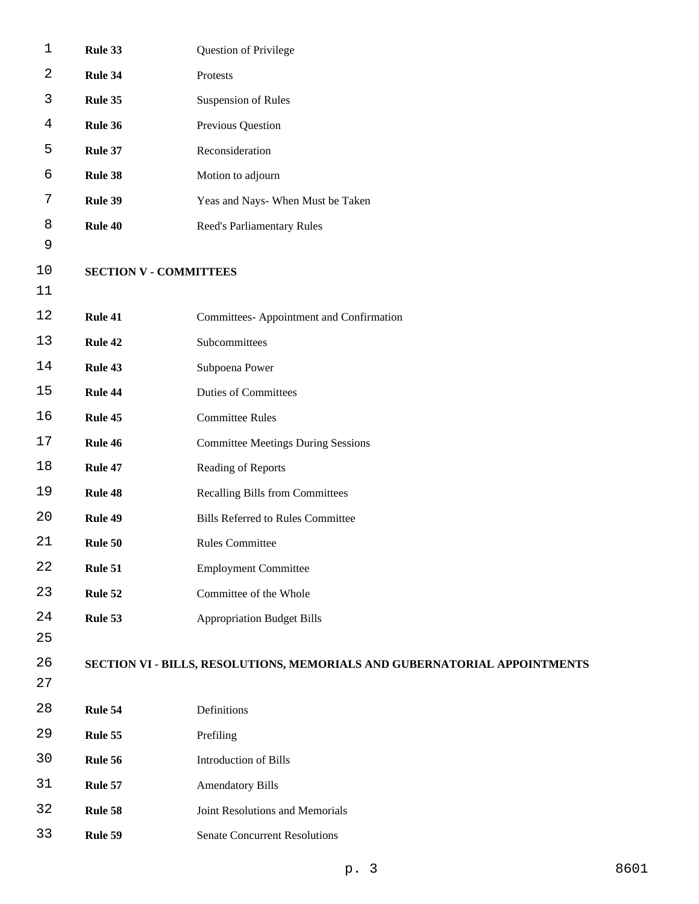| | |
|---|---|
| **Rule 33** | Question of Privilege |
| **Rule 34** | Protests |
| **Rule 35** | Suspension of Rules |
| **Rule 36** | Previous Question |
| **Rule 37** | Reconsideration |
| **Rule 38** | Motion to adjourn |
| **Rule 39** | Yeas and Nays- When Must be Taken |
| **Rule 40** | Reed's Parliamentary Rules |

**SECTION V - COMMITTEES**

| | |
|---|---|
| **Rule 41** | Committees- Appointment and Confirmation |
| **Rule 42** | Subcommittees |
| **Rule 43** | Subpoena Power |
| **Rule 44** | Duties of Committees |
| **Rule 45** | Committee Rules |
| **Rule 46** | Committee Meetings During Sessions |
| **Rule 47** | Reading of Reports |
| **Rule 48** | Recalling Bills from Committees |
| **Rule 49** | Bills Referred to Rules Committee |
| **Rule 50** | Rules Committee |
| **Rule 51** | Employment Committee |
| **Rule 52** | Committee of the Whole |
| **Rule 53** | Appropriation Budget Bills |

**SECTION VI - BILLS, RESOLUTIONS, MEMORIALS AND GUBERNATORIAL APPOINTMENTS**

| | |
|---|---|
| **Rule 54** | Definitions |
| **Rule 55** | Prefiling |
| **Rule 56** | Introduction of Bills |
| **Rule 57** | Amendatory Bills |
| **Rule 58** | Joint Resolutions and Memorials |
| **Rule 59** | Senate Concurrent Resolutions |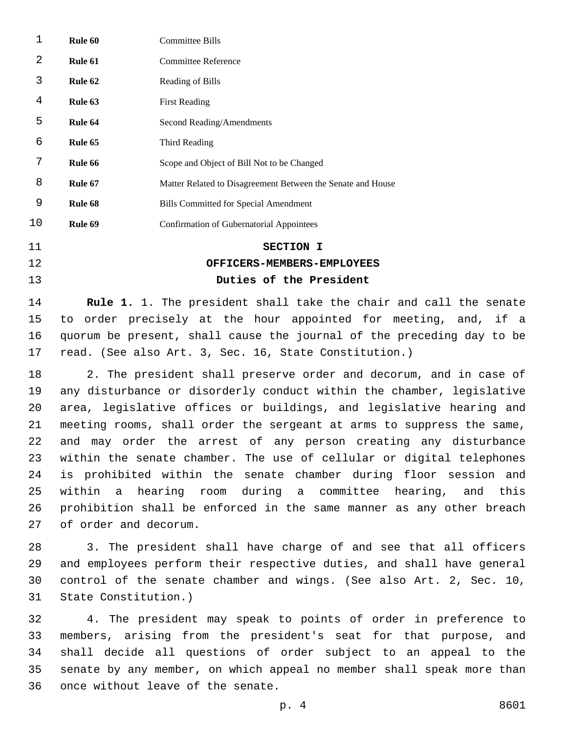| | |
|---|---|
| **Rule 60** | Committee Bills |
| **Rule 61** | Committee Reference |
| **Rule 62** | Reading of Bills |
| **Rule 63** | First Reading |
| **Rule 64** | Second Reading/Amendments |
| **Rule 65** | Third Reading |
| **Rule 66** | Scope and Object of Bill Not to be Changed |
| **Rule 67** | Matter Related to Disagreement Between the Senate and House |
| **Rule 68** | Bills Committed for Special Amendment |
| **Rule 69** | Confirmation of Gubernatorial Appointees |

## SECTION I

## OFFICERS-MEMBERS-EMPLOYEES

### Duties of the President

**Rule 1.** 1. The president shall take the chair and call the senate to order precisely at the hour appointed for meeting, and, if a quorum be present, shall cause the journal of the preceding day to be read. (See also Art. 3, Sec. 16, State Constitution.)

2. The president shall preserve order and decorum, and in case of any disturbance or disorderly conduct within the chamber, legislative area, legislative offices or buildings, and legislative hearing and meeting rooms, shall order the sergeant at arms to suppress the same, and may order the arrest of any person creating any disturbance within the senate chamber. The use of cellular or digital telephones is prohibited within the senate chamber during floor session and within a hearing room during a committee hearing, and this prohibition shall be enforced in the same manner as any other breach of order and decorum.

3. The president shall have charge of and see that all officers and employees perform their respective duties, and shall have general control of the senate chamber and wings. (See also Art. 2, Sec. 10, State Constitution.)

4. The president may speak to points of order in preference to members, arising from the president's seat for that purpose, and shall decide all questions of order subject to an appeal to the senate by any member, on which appeal no member shall speak more than once without leave of the senate.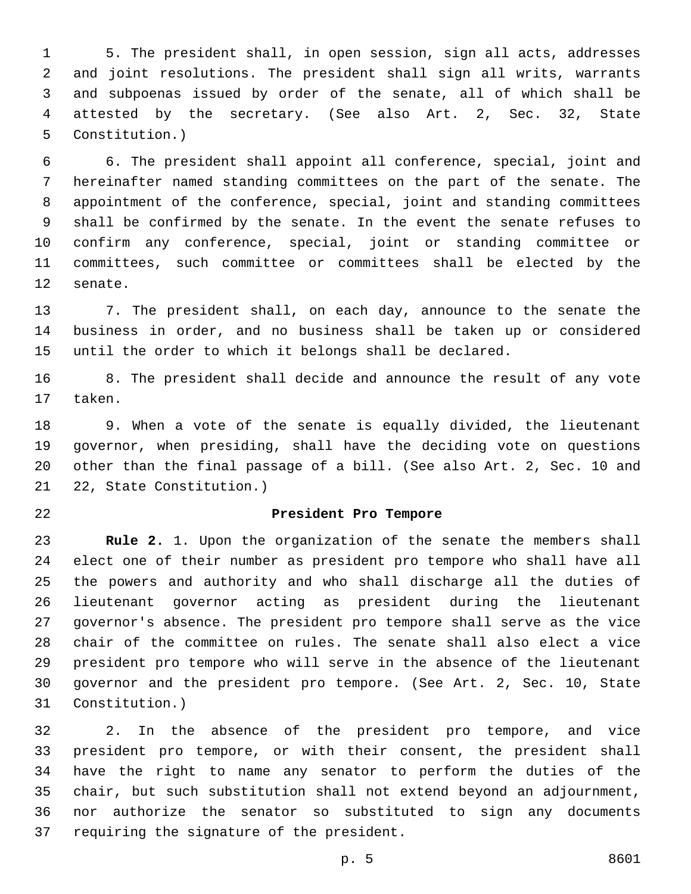5. The president shall, in open session, sign all acts, addresses and joint resolutions. The president shall sign all writs, warrants and subpoenas issued by order of the senate, all of which shall be attested by the secretary. (See also Art. 2, Sec. 32, State Constitution.)

6. The president shall appoint all conference, special, joint and hereinafter named standing committees on the part of the senate. The appointment of the conference, special, joint and standing committees shall be confirmed by the senate. In the event the senate refuses to confirm any conference, special, joint or standing committee or committees, such committee or committees shall be elected by the senate.

7. The president shall, on each day, announce to the senate the business in order, and no business shall be taken up or considered until the order to which it belongs shall be declared.

8. The president shall decide and announce the result of any vote taken.

9. When a vote of the senate is equally divided, the lieutenant governor, when presiding, shall have the deciding vote on questions other than the final passage of a bill. (See also Art. 2, Sec. 10 and 22, State Constitution.)

## President Pro Tempore

**Rule 2.** 1. Upon the organization of the senate the members shall elect one of their number as president pro tempore who shall have all the powers and authority and who shall discharge all the duties of lieutenant governor acting as president during the lieutenant governor's absence. The president pro tempore shall serve as the vice chair of the committee on rules. The senate shall also elect a vice president pro tempore who will serve in the absence of the lieutenant governor and the president pro tempore. (See Art. 2, Sec. 10, State Constitution.)

2. In the absence of the president pro tempore, and vice president pro tempore, or with their consent, the president shall have the right to name any senator to perform the duties of the chair, but such substitution shall not extend beyond an adjournment, nor authorize the senator so substituted to sign any documents requiring the signature of the president.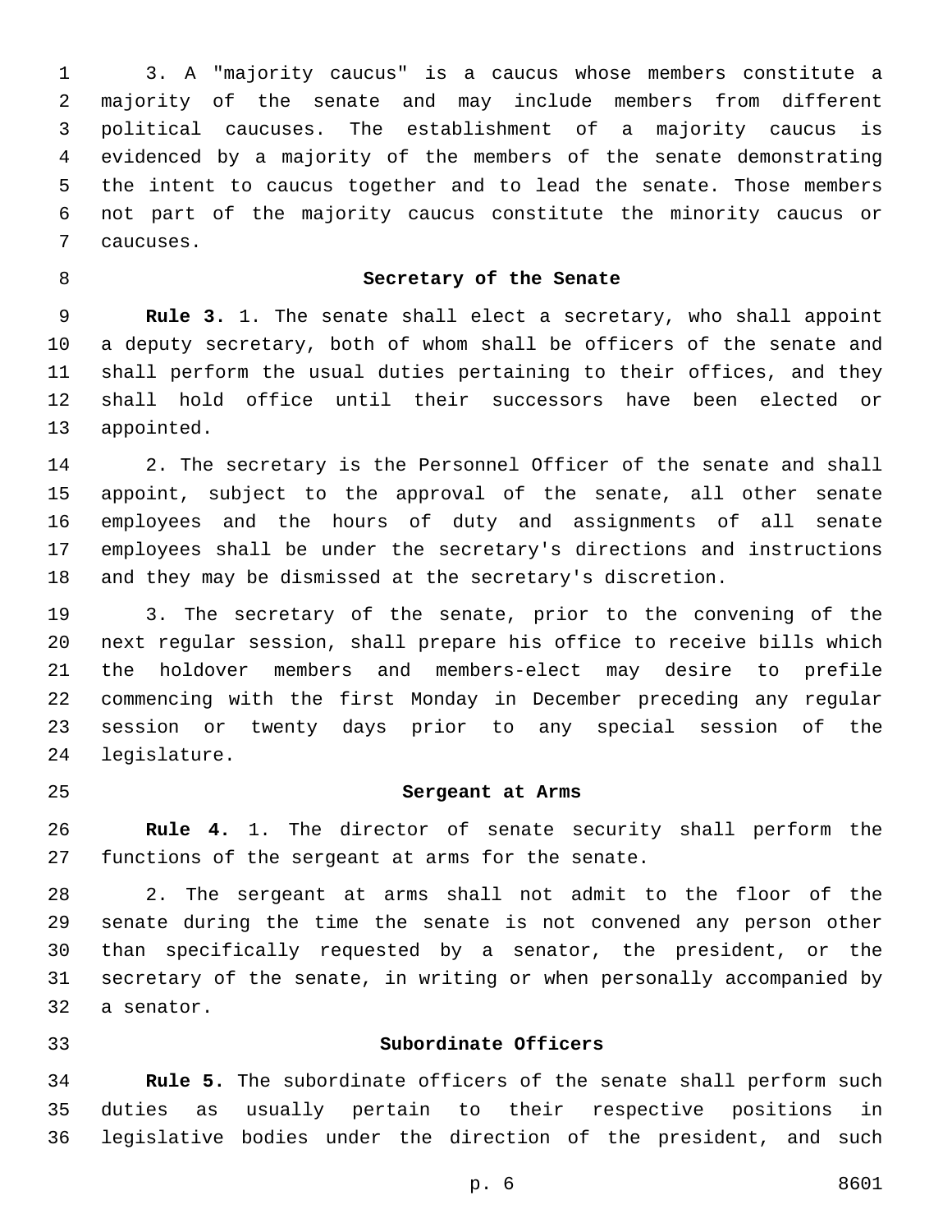3. A "majority caucus" is a caucus whose members constitute a majority of the senate and may include members from different political caucuses. The establishment of a majority caucus is evidenced by a majority of the members of the senate demonstrating the intent to caucus together and to lead the senate. Those members not part of the majority caucus constitute the minority caucus or caucuses.

### Secretary of the Senate

**Rule 3.** 1. The senate shall elect a secretary, who shall appoint a deputy secretary, both of whom shall be officers of the senate and shall perform the usual duties pertaining to their offices, and they shall hold office until their successors have been elected or appointed.

2. The secretary is the Personnel Officer of the senate and shall appoint, subject to the approval of the senate, all other senate employees and the hours of duty and assignments of all senate employees shall be under the secretary's directions and instructions and they may be dismissed at the secretary's discretion.

3. The secretary of the senate, prior to the convening of the next regular session, shall prepare his office to receive bills which the holdover members and members-elect may desire to prefile commencing with the first Monday in December preceding any regular session or twenty days prior to any special session of the legislature.

### Sergeant at Arms

**Rule 4.** 1. The director of senate security shall perform the functions of the sergeant at arms for the senate.

2. The sergeant at arms shall not admit to the floor of the senate during the time the senate is not convened any person other than specifically requested by a senator, the president, or the secretary of the senate, in writing or when personally accompanied by a senator.

### Subordinate Officers

**Rule 5.** The subordinate officers of the senate shall perform such duties as usually pertain to their respective positions in legislative bodies under the direction of the president, and such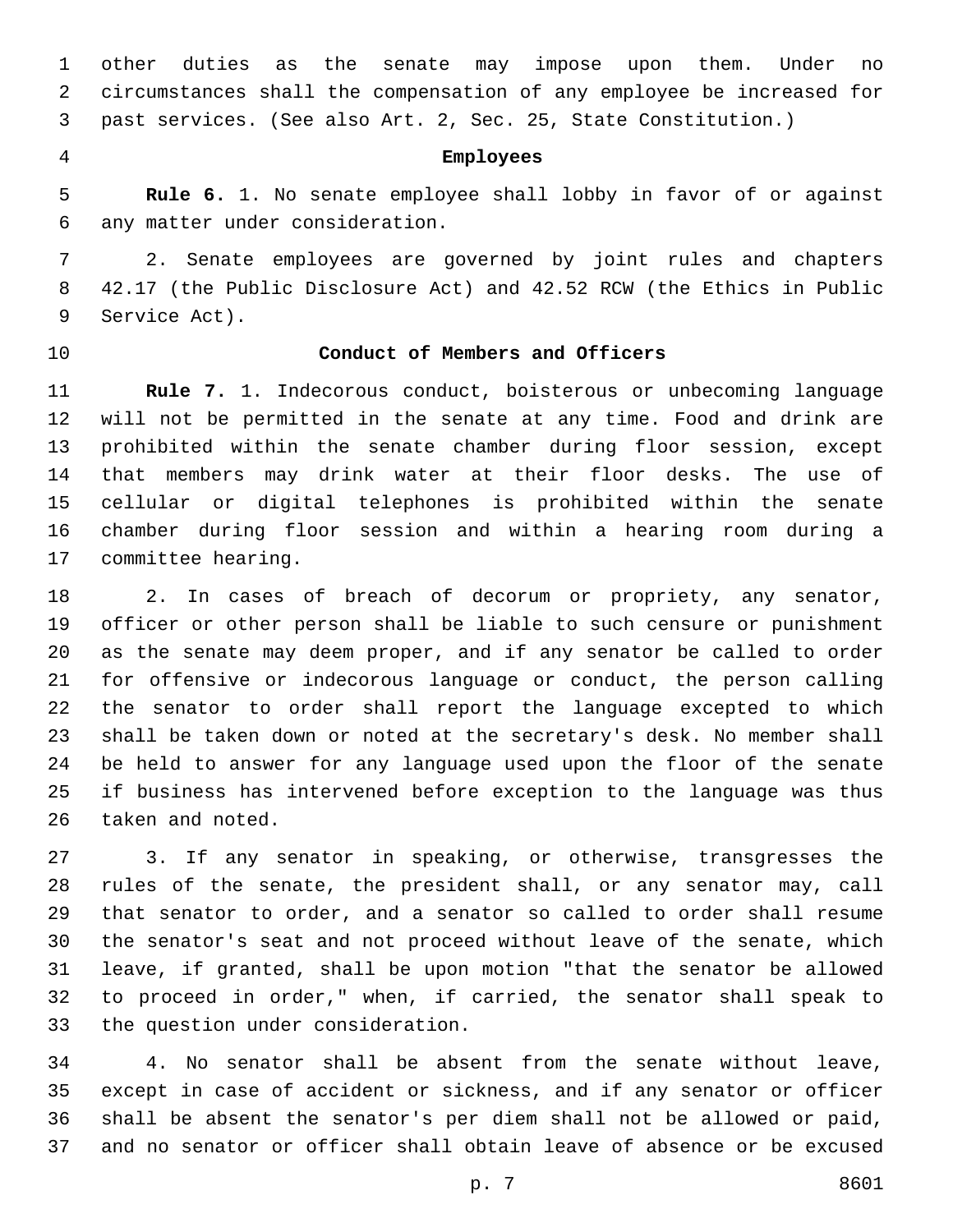other duties as the senate may impose upon them. Under no circumstances shall the compensation of any employee be increased for past services. (See also Art. 2, Sec. 25, State Constitution.)

### Employees

**Rule 6.** 1. No senate employee shall lobby in favor of or against any matter under consideration.

2. Senate employees are governed by joint rules and chapters 42.17 (the Public Disclosure Act) and 42.52 RCW (the Ethics in Public Service Act).

### Conduct of Members and Officers

**Rule 7.** 1. Indecorous conduct, boisterous or unbecoming language will not be permitted in the senate at any time. Food and drink are prohibited within the senate chamber during floor session, except that members may drink water at their floor desks. The use of cellular or digital telephones is prohibited within the senate chamber during floor session and within a hearing room during a committee hearing.

2. In cases of breach of decorum or propriety, any senator, officer or other person shall be liable to such censure or punishment as the senate may deem proper, and if any senator be called to order for offensive or indecorous language or conduct, the person calling the senator to order shall report the language excepted to which shall be taken down or noted at the secretary's desk. No member shall be held to answer for any language used upon the floor of the senate if business has intervened before exception to the language was thus taken and noted.

3. If any senator in speaking, or otherwise, transgresses the rules of the senate, the president shall, or any senator may, call that senator to order, and a senator so called to order shall resume the senator's seat and not proceed without leave of the senate, which leave, if granted, shall be upon motion "that the senator be allowed to proceed in order," when, if carried, the senator shall speak to the question under consideration.

4. No senator shall be absent from the senate without leave, except in case of accident or sickness, and if any senator or officer shall be absent the senator's per diem shall not be allowed or paid, and no senator or officer shall obtain leave of absence or be excused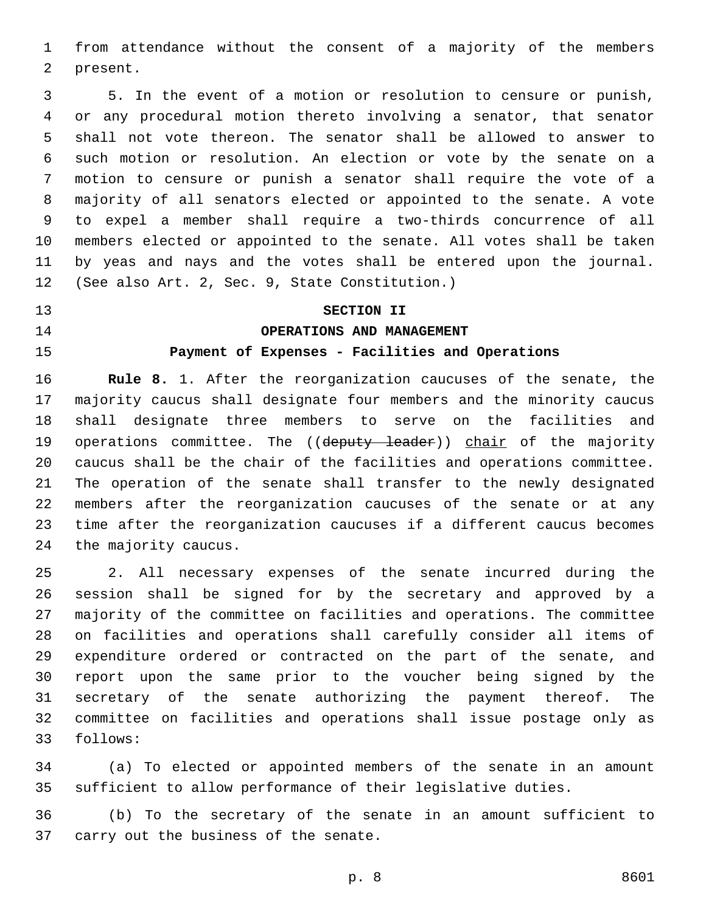from attendance without the consent of a majority of the members present.

5. In the event of a motion or resolution to censure or punish, or any procedural motion thereto involving a senator, that senator shall not vote thereon. The senator shall be allowed to answer to such motion or resolution. An election or vote by the senate on a motion to censure or punish a senator shall require the vote of a majority of all senators elected or appointed to the senate. A vote to expel a member shall require a two-thirds concurrence of all members elected or appointed to the senate. All votes shall be taken by yeas and nays and the votes shall be entered upon the journal. (See also Art. 2, Sec. 9, State Constitution.)

**SECTION II**

**OPERATIONS AND MANAGEMENT**

**Payment of Expenses - Facilities and Operations**

**Rule 8.** 1. After the reorganization caucuses of the senate, the majority caucus shall designate four members and the minority caucus shall designate three members to serve on the facilities and operations committee. The ((~~deputy leader~~)) <u>chair</u> of the majority caucus shall be the chair of the facilities and operations committee. The operation of the senate shall transfer to the newly designated members after the reorganization caucuses of the senate or at any time after the reorganization caucuses if a different caucus becomes the majority caucus.

2. All necessary expenses of the senate incurred during the session shall be signed for by the secretary and approved by a majority of the committee on facilities and operations. The committee on facilities and operations shall carefully consider all items of expenditure ordered or contracted on the part of the senate, and report upon the same prior to the voucher being signed by the secretary of the senate authorizing the payment thereof. The committee on facilities and operations shall issue postage only as follows:

(a) To elected or appointed members of the senate in an amount sufficient to allow performance of their legislative duties.

(b) To the secretary of the senate in an amount sufficient to carry out the business of the senate.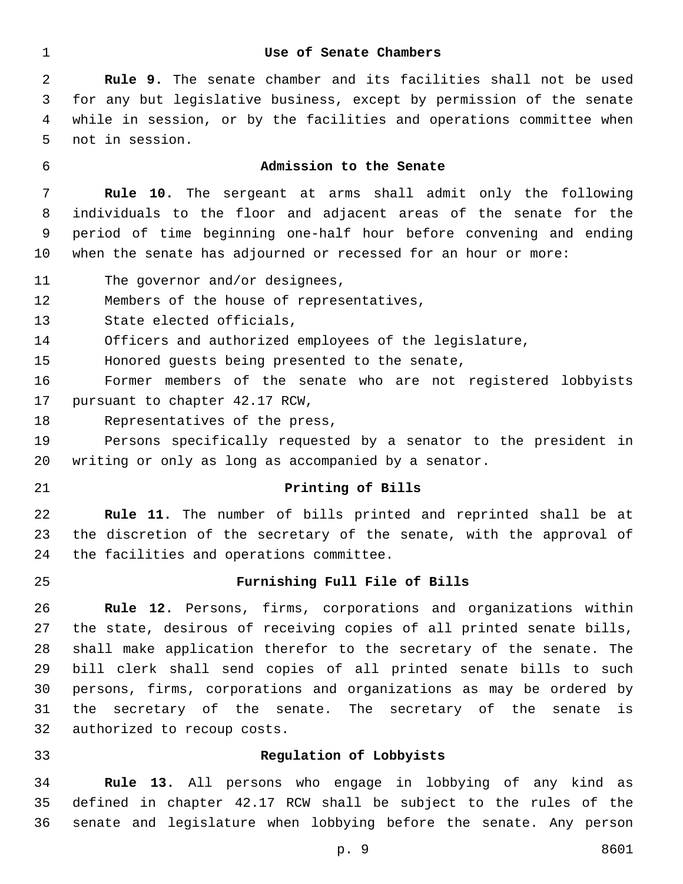## Use of Senate Chambers

**Rule 9.** The senate chamber and its facilities shall not be used for any but legislative business, except by permission of the senate while in session, or by the facilities and operations committee when not in session.

## Admission to the Senate

**Rule 10.** The sergeant at arms shall admit only the following individuals to the floor and adjacent areas of the senate for the period of time beginning one-half hour before convening and ending when the senate has adjourned or recessed for an hour or more:

The governor and/or designees,

Members of the house of representatives,

State elected officials,

Officers and authorized employees of the legislature,

Honored guests being presented to the senate,

Former members of the senate who are not registered lobbyists pursuant to chapter 42.17 RCW,

Representatives of the press,

Persons specifically requested by a senator to the president in writing or only as long as accompanied by a senator.

## Printing of Bills

**Rule 11.** The number of bills printed and reprinted shall be at the discretion of the secretary of the senate, with the approval of the facilities and operations committee.

## Furnishing Full File of Bills

**Rule 12.** Persons, firms, corporations and organizations within the state, desirous of receiving copies of all printed senate bills, shall make application therefor to the secretary of the senate. The bill clerk shall send copies of all printed senate bills to such persons, firms, corporations and organizations as may be ordered by the secretary of the senate. The secretary of the senate is authorized to recoup costs.

## Regulation of Lobbyists

**Rule 13.** All persons who engage in lobbying of any kind as defined in chapter 42.17 RCW shall be subject to the rules of the senate and legislature when lobbying before the senate. Any person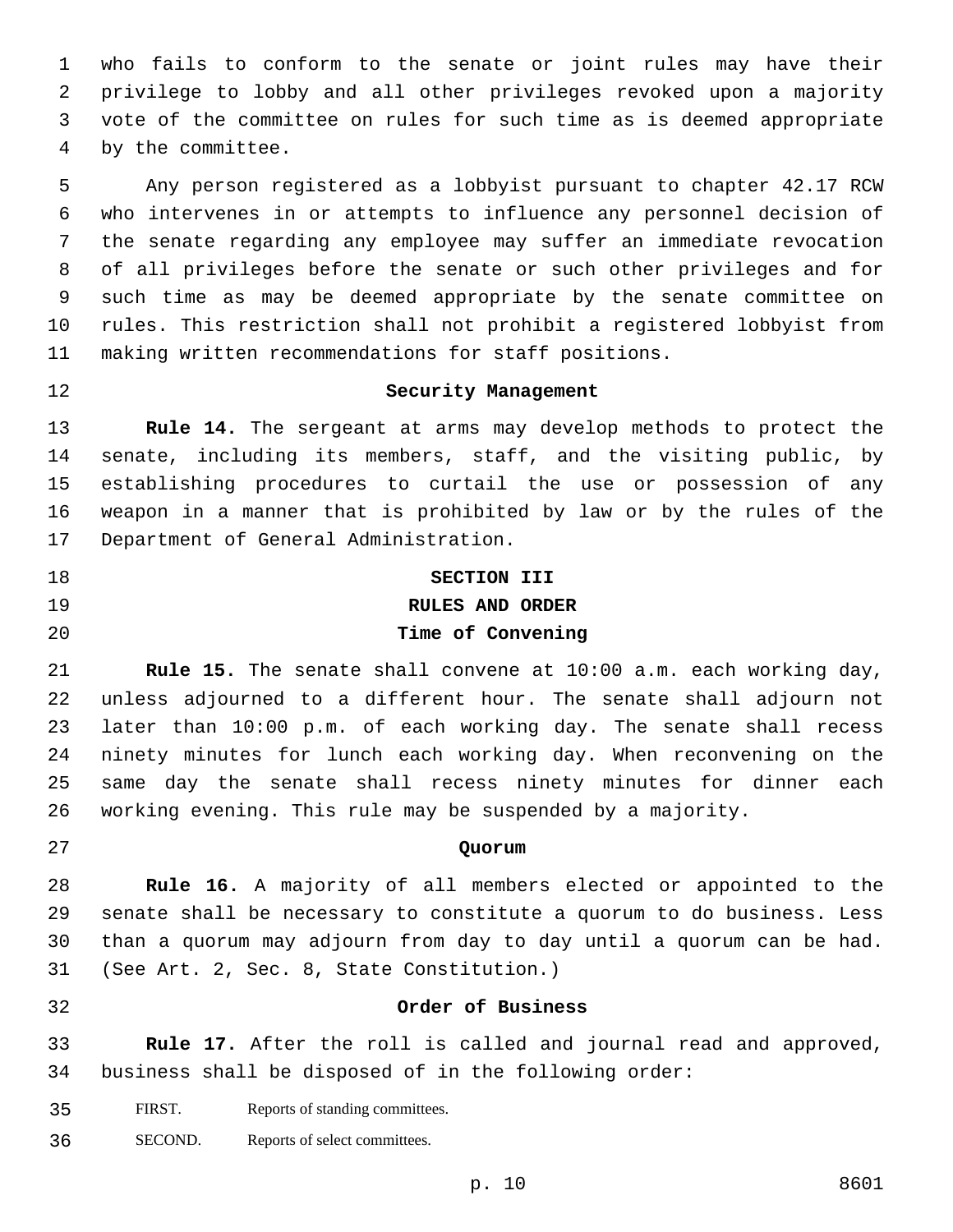who fails to conform to the senate or joint rules may have their privilege to lobby and all other privileges revoked upon a majority vote of the committee on rules for such time as is deemed appropriate by the committee.

Any person registered as a lobbyist pursuant to chapter 42.17 RCW who intervenes in or attempts to influence any personnel decision of the senate regarding any employee may suffer an immediate revocation of all privileges before the senate or such other privileges and for such time as may be deemed appropriate by the senate committee on rules. This restriction shall not prohibit a registered lobbyist from making written recommendations for staff positions.

### Security Management

**Rule 14.** The sergeant at arms may develop methods to protect the senate, including its members, staff, and the visiting public, by establishing procedures to curtail the use or possession of any weapon in a manner that is prohibited by law or by the rules of the Department of General Administration.

## SECTION III
## RULES AND ORDER

### Time of Convening

**Rule 15.** The senate shall convene at 10:00 a.m. each working day, unless adjourned to a different hour. The senate shall adjourn not later than 10:00 p.m. of each working day. The senate shall recess ninety minutes for lunch each working day. When reconvening on the same day the senate shall recess ninety minutes for dinner each working evening. This rule may be suspended by a majority.

### Quorum

**Rule 16.** A majority of all members elected or appointed to the senate shall be necessary to constitute a quorum to do business. Less than a quorum may adjourn from day to day until a quorum can be had. (See Art. 2, Sec. 8, State Constitution.)

### Order of Business

**Rule 17.** After the roll is called and journal read and approved, business shall be disposed of in the following order:

FIRST. Reports of standing committees.

SECOND. Reports of select committees.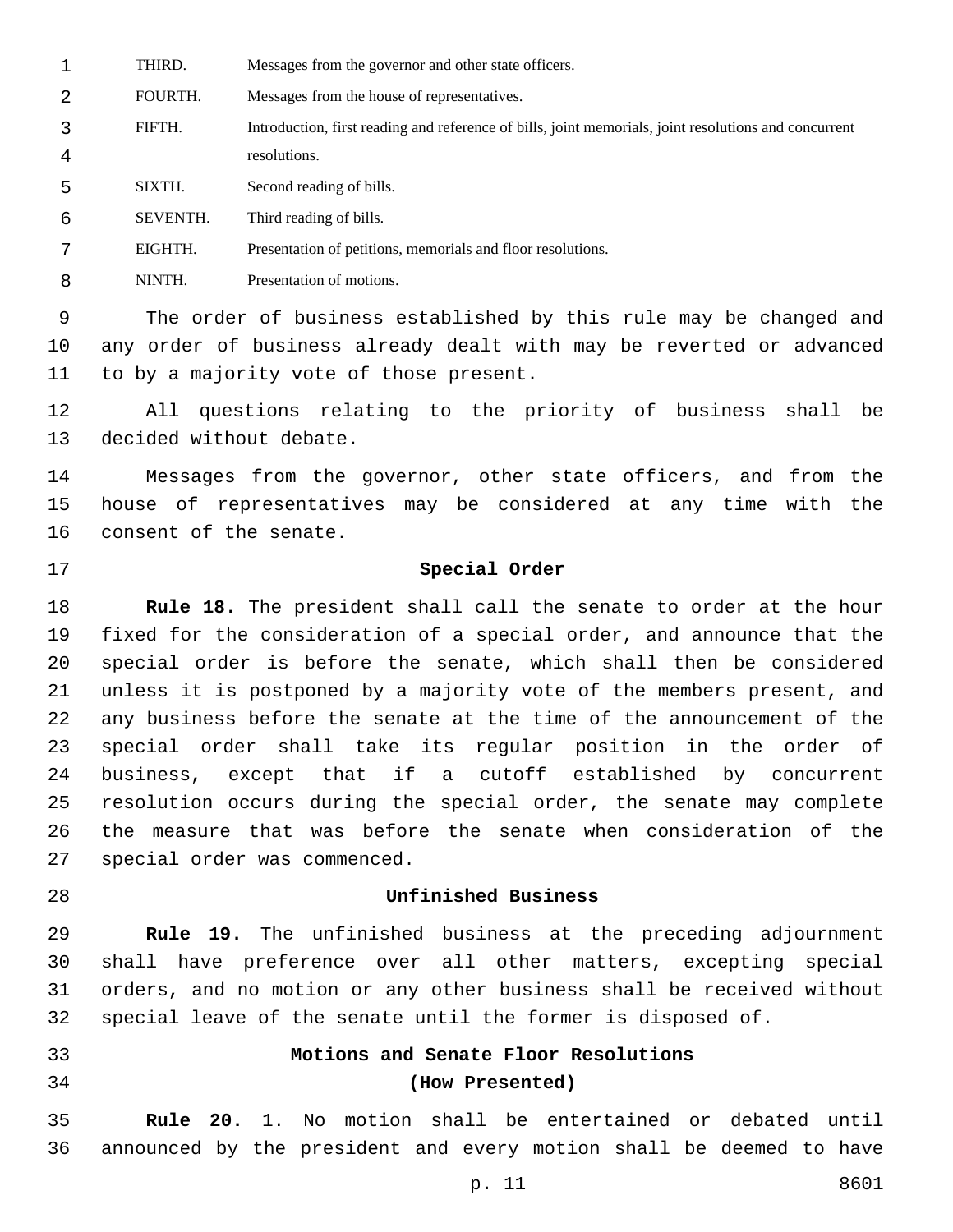| | |
|---|---|
| THIRD. | Messages from the governor and other state officers. |
| FOURTH. | Messages from the house of representatives. |
| FIFTH. | Introduction, first reading and reference of bills, joint memorials, joint resolutions and concurrent resolutions. |
| SIXTH. | Second reading of bills. |
| SEVENTH. | Third reading of bills. |
| EIGHTH. | Presentation of petitions, memorials and floor resolutions. |
| NINTH. | Presentation of motions. |

The order of business established by this rule may be changed and any order of business already dealt with may be reverted or advanced to by a majority vote of those present.

All questions relating to the priority of business shall be decided without debate.

Messages from the governor, other state officers, and from the house of representatives may be considered at any time with the consent of the senate.

### Special Order

**Rule 18.** The president shall call the senate to order at the hour fixed for the consideration of a special order, and announce that the special order is before the senate, which shall then be considered unless it is postponed by a majority vote of the members present, and any business before the senate at the time of the announcement of the special order shall take its regular position in the order of business, except that if a cutoff established by concurrent resolution occurs during the special order, the senate may complete the measure that was before the senate when consideration of the special order was commenced.

### Unfinished Business

**Rule 19.** The unfinished business at the preceding adjournment shall have preference over all other matters, excepting special orders, and no motion or any other business shall be received without special leave of the senate until the former is disposed of.

### Motions and Senate Floor Resolutions
### (How Presented)

**Rule 20.** 1. No motion shall be entertained or debated until announced by the president and every motion shall be deemed to have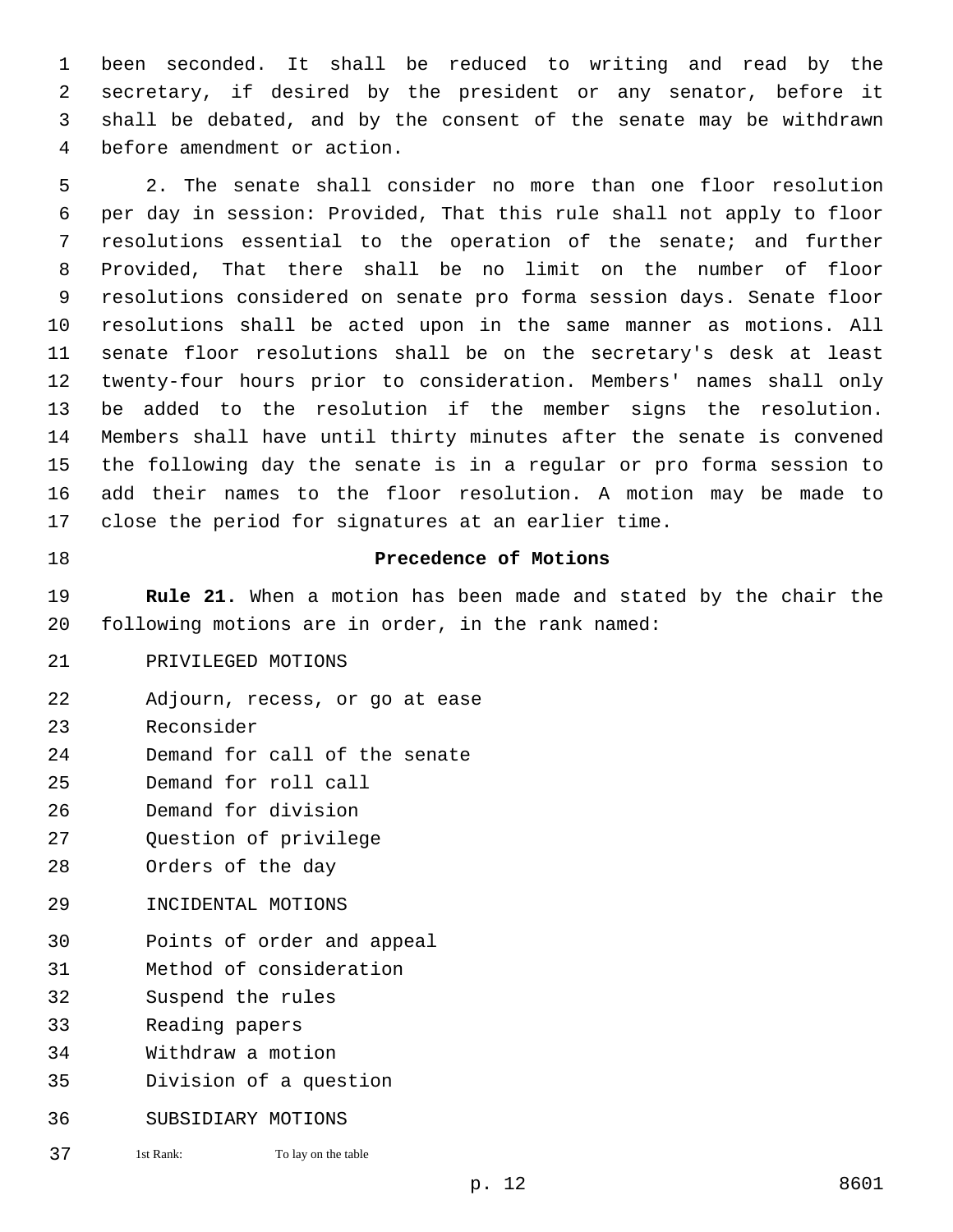been seconded. It shall be reduced to writing and read by the secretary, if desired by the president or any senator, before it shall be debated, and by the consent of the senate may be withdrawn before amendment or action.

2. The senate shall consider no more than one floor resolution per day in session: Provided, That this rule shall not apply to floor resolutions essential to the operation of the senate; and further Provided, That there shall be no limit on the number of floor resolutions considered on senate pro forma session days. Senate floor resolutions shall be acted upon in the same manner as motions. All senate floor resolutions shall be on the secretary's desk at least twenty-four hours prior to consideration. Members' names shall only be added to the resolution if the member signs the resolution. Members shall have until thirty minutes after the senate is convened the following day the senate is in a regular or pro forma session to add their names to the floor resolution. A motion may be made to close the period for signatures at an earlier time.

### Precedence of Motions

**Rule 21.** When a motion has been made and stated by the chair the following motions are in order, in the rank named:

PRIVILEGED MOTIONS

Adjourn, recess, or go at ease
Reconsider
Demand for call of the senate
Demand for roll call
Demand for division
Question of privilege
Orders of the day

INCIDENTAL MOTIONS

Points of order and appeal
Method of consideration
Suspend the rules
Reading papers
Withdraw a motion
Division of a question

SUBSIDIARY MOTIONS

1st Rank: To lay on the table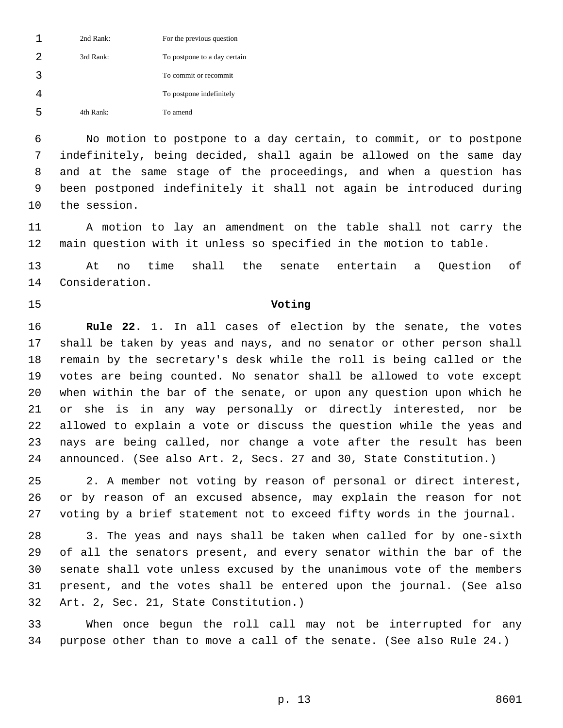| | |
|---|---|
| 2nd Rank: | For the previous question |
| 3rd Rank: | To postpone to a day certain |
| | To commit or recommit |
| | To postpone indefinitely |
| 4th Rank: | To amend |

No motion to postpone to a day certain, to commit, or to postpone indefinitely, being decided, shall again be allowed on the same day and at the same stage of the proceedings, and when a question has been postponed indefinitely it shall not again be introduced during the session.

A motion to lay an amendment on the table shall not carry the main question with it unless so specified in the motion to table.

At no time shall the senate entertain a Question of Consideration.

## Voting

**Rule 22.** 1. In all cases of election by the senate, the votes shall be taken by yeas and nays, and no senator or other person shall remain by the secretary's desk while the roll is being called or the votes are being counted. No senator shall be allowed to vote except when within the bar of the senate, or upon any question upon which he or she is in any way personally or directly interested, nor be allowed to explain a vote or discuss the question while the yeas and nays are being called, nor change a vote after the result has been announced. (See also Art. 2, Secs. 27 and 30, State Constitution.)

2. A member not voting by reason of personal or direct interest, or by reason of an excused absence, may explain the reason for not voting by a brief statement not to exceed fifty words in the journal.

3. The yeas and nays shall be taken when called for by one-sixth of all the senators present, and every senator within the bar of the senate shall vote unless excused by the unanimous vote of the members present, and the votes shall be entered upon the journal. (See also Art. 2, Sec. 21, State Constitution.)

When once begun the roll call may not be interrupted for any purpose other than to move a call of the senate. (See also Rule 24.)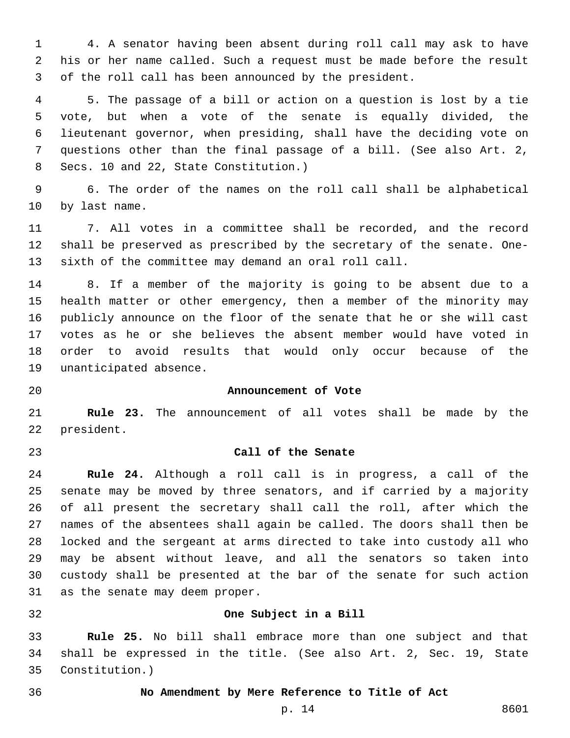4. A senator having been absent during roll call may ask to have his or her name called. Such a request must be made before the result of the roll call has been announced by the president.

5. The passage of a bill or action on a question is lost by a tie vote, but when a vote of the senate is equally divided, the lieutenant governor, when presiding, shall have the deciding vote on questions other than the final passage of a bill. (See also Art. 2, Secs. 10 and 22, State Constitution.)

6. The order of the names on the roll call shall be alphabetical by last name.

7. All votes in a committee shall be recorded, and the record shall be preserved as prescribed by the secretary of the senate. One-sixth of the committee may demand an oral roll call.

8. If a member of the majority is going to be absent due to a health matter or other emergency, then a member of the minority may publicly announce on the floor of the senate that he or she will cast votes as he or she believes the absent member would have voted in order to avoid results that would only occur because of the unanticipated absence.

### Announcement of Vote

**Rule 23.** The announcement of all votes shall be made by the president.

### Call of the Senate

**Rule 24.** Although a roll call is in progress, a call of the senate may be moved by three senators, and if carried by a majority of all present the secretary shall call the roll, after which the names of the absentees shall again be called. The doors shall then be locked and the sergeant at arms directed to take into custody all who may be absent without leave, and all the senators so taken into custody shall be presented at the bar of the senate for such action as the senate may deem proper.

### One Subject in a Bill

**Rule 25.** No bill shall embrace more than one subject and that shall be expressed in the title. (See also Art. 2, Sec. 19, State Constitution.)

### No Amendment by Mere Reference to Title of Act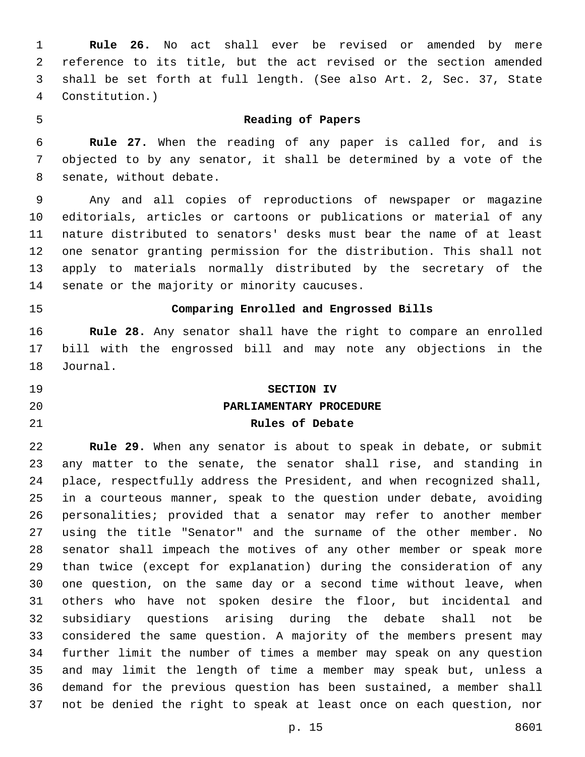**Rule 26.** No act shall ever be revised or amended by mere reference to its title, but the act revised or the section amended shall be set forth at full length. (See also Art. 2, Sec. 37, State Constitution.)

### Reading of Papers

**Rule 27.** When the reading of any paper is called for, and is objected to by any senator, it shall be determined by a vote of the senate, without debate.

Any and all copies of reproductions of newspaper or magazine editorials, articles or cartoons or publications or material of any nature distributed to senators' desks must bear the name of at least one senator granting permission for the distribution. This shall not apply to materials normally distributed by the secretary of the senate or the majority or minority caucuses.

### Comparing Enrolled and Engrossed Bills

**Rule 28.** Any senator shall have the right to compare an enrolled bill with the engrossed bill and may note any objections in the Journal.

## SECTION IV

## PARLIAMENTARY PROCEDURE

### Rules of Debate

**Rule 29.** When any senator is about to speak in debate, or submit any matter to the senate, the senator shall rise, and standing in place, respectfully address the President, and when recognized shall, in a courteous manner, speak to the question under debate, avoiding personalities; provided that a senator may refer to another member using the title "Senator" and the surname of the other member. No senator shall impeach the motives of any other member or speak more than twice (except for explanation) during the consideration of any one question, on the same day or a second time without leave, when others who have not spoken desire the floor, but incidental and subsidiary questions arising during the debate shall not be considered the same question. A majority of the members present may further limit the number of times a member may speak on any question and may limit the length of time a member may speak but, unless a demand for the previous question has been sustained, a member shall not be denied the right to speak at least once on each question, nor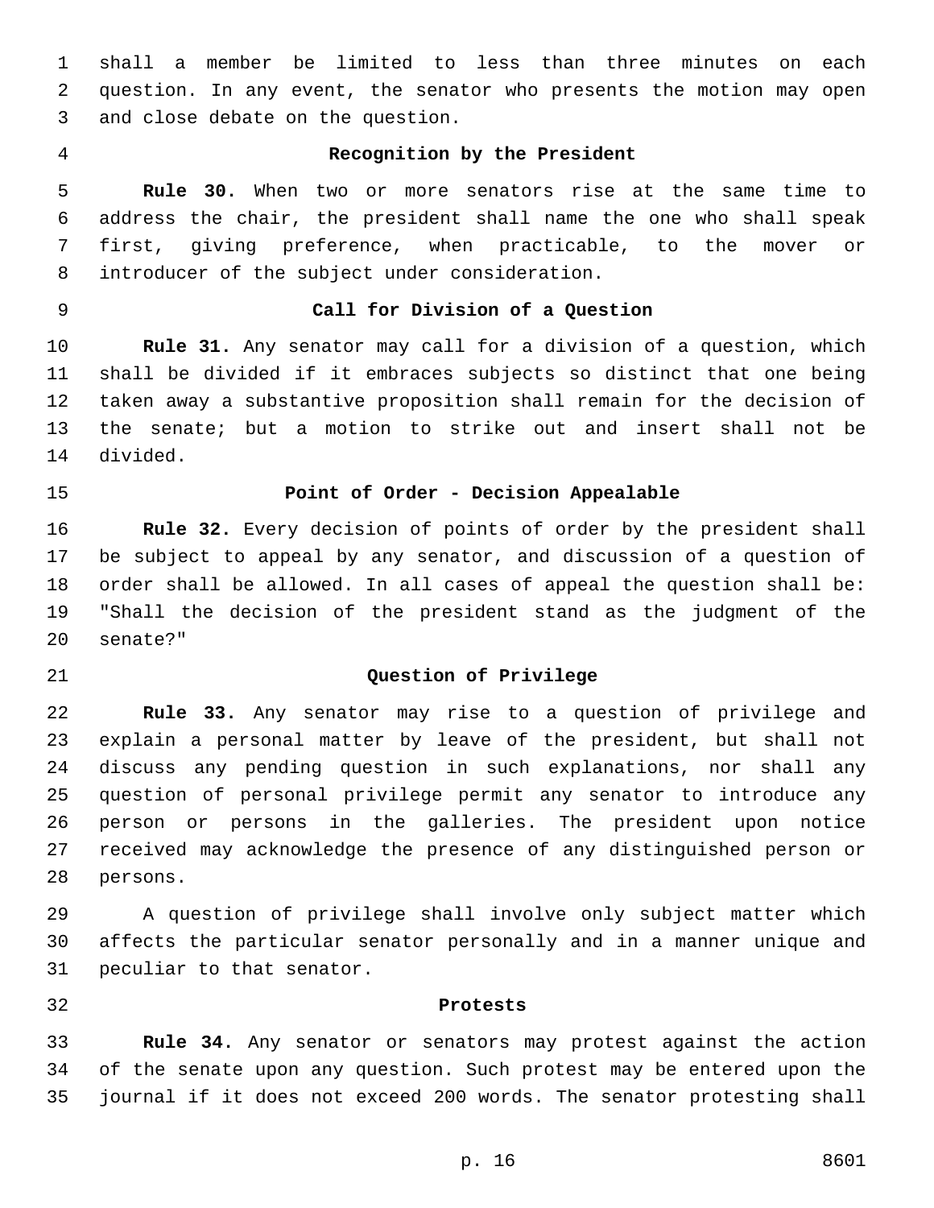shall a member be limited to less than three minutes on each question. In any event, the senator who presents the motion may open and close debate on the question.

### Recognition by the President

**Rule 30.** When two or more senators rise at the same time to address the chair, the president shall name the one who shall speak first, giving preference, when practicable, to the mover or introducer of the subject under consideration.

### Call for Division of a Question

**Rule 31.** Any senator may call for a division of a question, which shall be divided if it embraces subjects so distinct that one being taken away a substantive proposition shall remain for the decision of the senate; but a motion to strike out and insert shall not be divided.

### Point of Order - Decision Appealable

**Rule 32.** Every decision of points of order by the president shall be subject to appeal by any senator, and discussion of a question of order shall be allowed. In all cases of appeal the question shall be: "Shall the decision of the president stand as the judgment of the senate?"

### Question of Privilege

**Rule 33.** Any senator may rise to a question of privilege and explain a personal matter by leave of the president, but shall not discuss any pending question in such explanations, nor shall any question of personal privilege permit any senator to introduce any person or persons in the galleries. The president upon notice received may acknowledge the presence of any distinguished person or persons.

A question of privilege shall involve only subject matter which affects the particular senator personally and in a manner unique and peculiar to that senator.

### Protests

**Rule 34.** Any senator or senators may protest against the action of the senate upon any question. Such protest may be entered upon the journal if it does not exceed 200 words. The senator protesting shall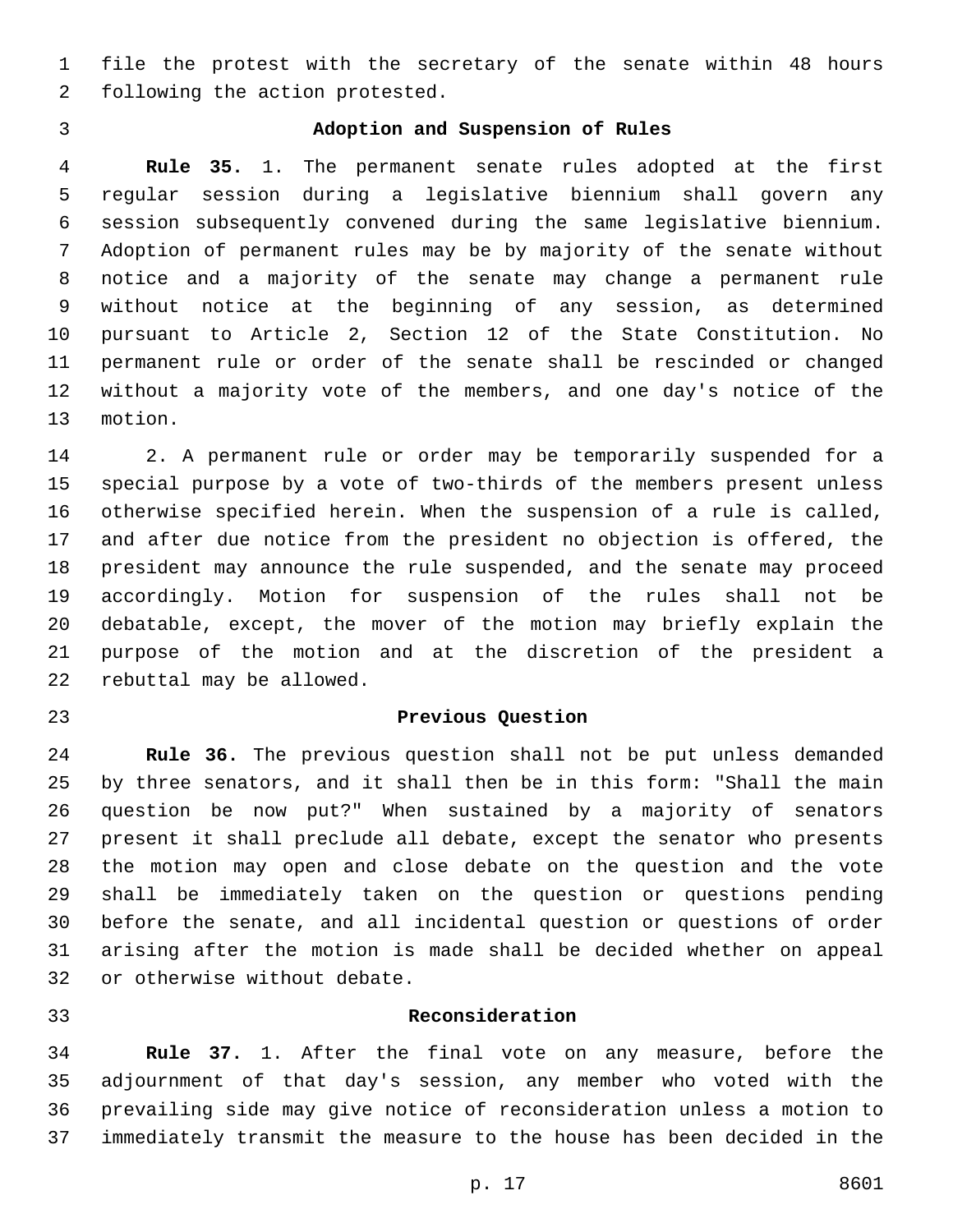file the protest with the secretary of the senate within 48 hours following the action protested.

### Adoption and Suspension of Rules

**Rule 35.** 1. The permanent senate rules adopted at the first regular session during a legislative biennium shall govern any session subsequently convened during the same legislative biennium. Adoption of permanent rules may be by majority of the senate without notice and a majority of the senate may change a permanent rule without notice at the beginning of any session, as determined pursuant to Article 2, Section 12 of the State Constitution. No permanent rule or order of the senate shall be rescinded or changed without a majority vote of the members, and one day's notice of the motion.

2. A permanent rule or order may be temporarily suspended for a special purpose by a vote of two-thirds of the members present unless otherwise specified herein. When the suspension of a rule is called, and after due notice from the president no objection is offered, the president may announce the rule suspended, and the senate may proceed accordingly. Motion for suspension of the rules shall not be debatable, except, the mover of the motion may briefly explain the purpose of the motion and at the discretion of the president a rebuttal may be allowed.

### Previous Question

**Rule 36.** The previous question shall not be put unless demanded by three senators, and it shall then be in this form: "Shall the main question be now put?" When sustained by a majority of senators present it shall preclude all debate, except the senator who presents the motion may open and close debate on the question and the vote shall be immediately taken on the question or questions pending before the senate, and all incidental question or questions of order arising after the motion is made shall be decided whether on appeal or otherwise without debate.

### Reconsideration

**Rule 37.** 1. After the final vote on any measure, before the adjournment of that day's session, any member who voted with the prevailing side may give notice of reconsideration unless a motion to immediately transmit the measure to the house has been decided in the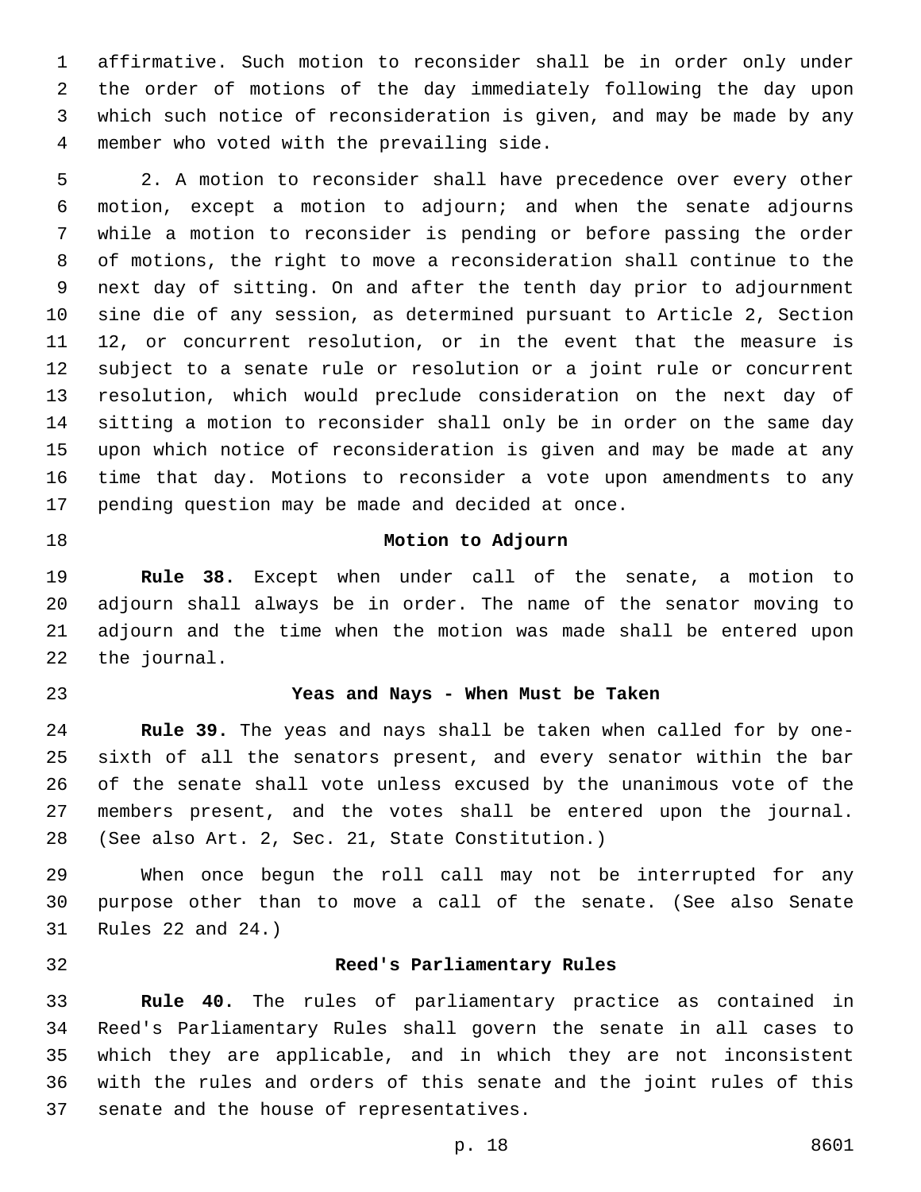affirmative. Such motion to reconsider shall be in order only under the order of motions of the day immediately following the day upon which such notice of reconsideration is given, and may be made by any member who voted with the prevailing side.

2. A motion to reconsider shall have precedence over every other motion, except a motion to adjourn; and when the senate adjourns while a motion to reconsider is pending or before passing the order of motions, the right to move a reconsideration shall continue to the next day of sitting. On and after the tenth day prior to adjournment sine die of any session, as determined pursuant to Article 2, Section 12, or concurrent resolution, or in the event that the measure is subject to a senate rule or resolution or a joint rule or concurrent resolution, which would preclude consideration on the next day of sitting a motion to reconsider shall only be in order on the same day upon which notice of reconsideration is given and may be made at any time that day. Motions to reconsider a vote upon amendments to any pending question may be made and decided at once.

### Motion to Adjourn

**Rule 38.** Except when under call of the senate, a motion to adjourn shall always be in order. The name of the senator moving to adjourn and the time when the motion was made shall be entered upon the journal.

### Yeas and Nays - When Must be Taken

**Rule 39.** The yeas and nays shall be taken when called for by one-sixth of all the senators present, and every senator within the bar of the senate shall vote unless excused by the unanimous vote of the members present, and the votes shall be entered upon the journal. (See also Art. 2, Sec. 21, State Constitution.)

When once begun the roll call may not be interrupted for any purpose other than to move a call of the senate. (See also Senate Rules 22 and 24.)

### Reed's Parliamentary Rules

**Rule 40.** The rules of parliamentary practice as contained in Reed's Parliamentary Rules shall govern the senate in all cases to which they are applicable, and in which they are not inconsistent with the rules and orders of this senate and the joint rules of this senate and the house of representatives.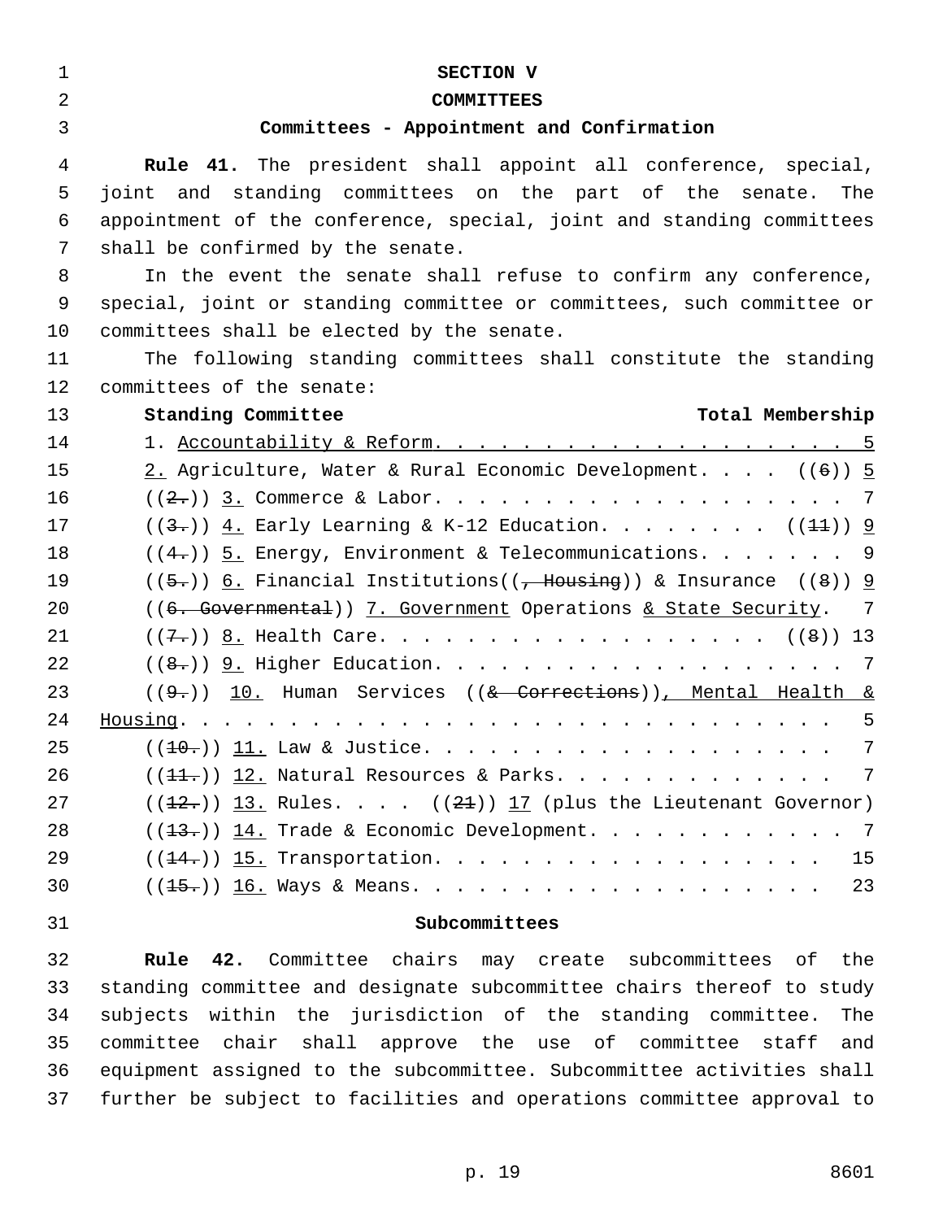# SECTION V

## COMMITTEES

### Committees - Appointment and Confirmation

**Rule 41.** The president shall appoint all conference, special, joint and standing committees on the part of the senate. The appointment of the conference, special, joint and standing committees shall be confirmed by the senate.

In the event the senate shall refuse to confirm any conference, special, joint or standing committee or committees, such committee or committees shall be elected by the senate.

The following standing committees shall constitute the standing committees of the senate:

| Standing Committee | Total Membership |
|---|---|
| 1. Accountability & Reform | 5 |
| 2. Agriculture, Water & Rural Economic Development | ((6)) 5 |
| ((2.)) 3. Commerce & Labor | 7 |
| ((3.)) 4. Early Learning & K-12 Education | ((11)) 9 |
| ((4.)) 5. Energy, Environment & Telecommunications | 9 |
| ((5.)) 6. Financial Institutions((, Housing)) & Insurance | ((8)) 9 |
| ((6. Governmental)) 7. Government Operations & State Security | 7 |
| ((7.)) 8. Health Care | ((8)) 13 |
| ((8.)) 9. Higher Education | 7 |
| ((9.)) 10. Human Services ((& Corrections)), Mental Health & Housing | 5 |
| ((10.)) 11. Law & Justice | 7 |
| ((11.)) 12. Natural Resources & Parks | 7 |
| ((12.)) 13. Rules | ((21)) 17 (plus the Lieutenant Governor) |
| ((13.)) 14. Trade & Economic Development | 7 |
| ((14.)) 15. Transportation | 15 |
| ((15.)) 16. Ways & Means | 23 |

### Subcommittees

**Rule 42.** Committee chairs may create subcommittees of the standing committee and designate subcommittee chairs thereof to study subjects within the jurisdiction of the standing committee. The committee chair shall approve the use of committee staff and equipment assigned to the subcommittee. Subcommittee activities shall further be subject to facilities and operations committee approval to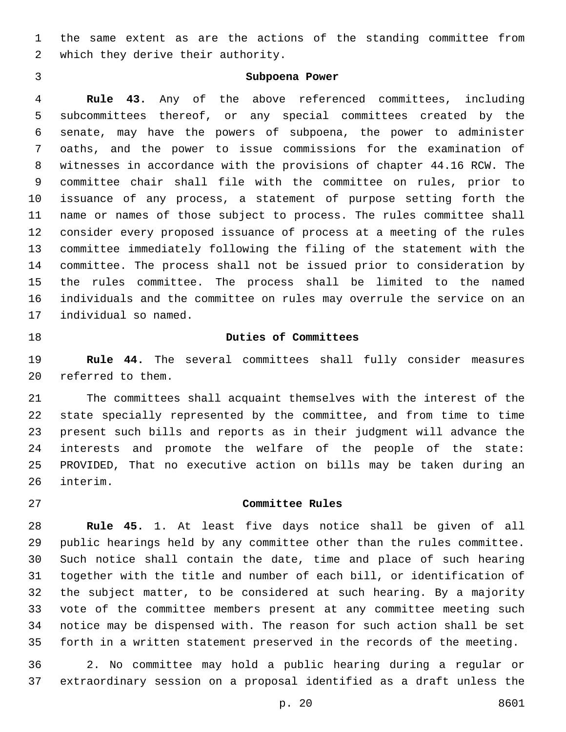the same extent as are the actions of the standing committee from which they derive their authority.

### Subpoena Power

**Rule 43.** Any of the above referenced committees, including subcommittees thereof, or any special committees created by the senate, may have the powers of subpoena, the power to administer oaths, and the power to issue commissions for the examination of witnesses in accordance with the provisions of chapter 44.16 RCW. The committee chair shall file with the committee on rules, prior to issuance of any process, a statement of purpose setting forth the name or names of those subject to process. The rules committee shall consider every proposed issuance of process at a meeting of the rules committee immediately following the filing of the statement with the committee. The process shall not be issued prior to consideration by the rules committee. The process shall be limited to the named individuals and the committee on rules may overrule the service on an individual so named.

### Duties of Committees

**Rule 44.** The several committees shall fully consider measures referred to them.

The committees shall acquaint themselves with the interest of the state specially represented by the committee, and from time to time present such bills and reports as in their judgment will advance the interests and promote the welfare of the people of the state: PROVIDED, That no executive action on bills may be taken during an interim.

### Committee Rules

**Rule 45.** 1. At least five days notice shall be given of all public hearings held by any committee other than the rules committee. Such notice shall contain the date, time and place of such hearing together with the title and number of each bill, or identification of the subject matter, to be considered at such hearing. By a majority vote of the committee members present at any committee meeting such notice may be dispensed with. The reason for such action shall be set forth in a written statement preserved in the records of the meeting.

2. No committee may hold a public hearing during a regular or extraordinary session on a proposal identified as a draft unless the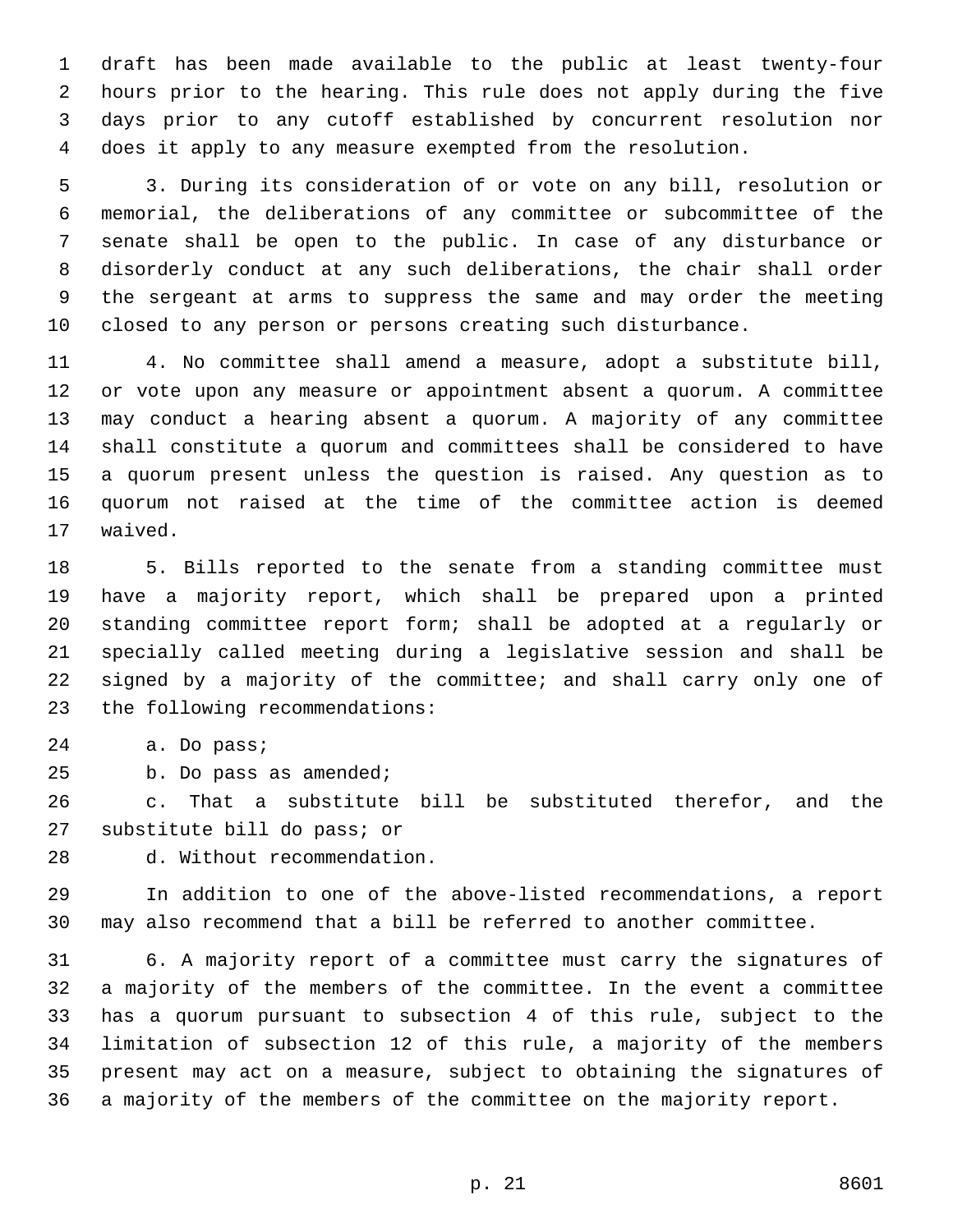draft has been made available to the public at least twenty-four hours prior to the hearing. This rule does not apply during the five days prior to any cutoff established by concurrent resolution nor does it apply to any measure exempted from the resolution.

3. During its consideration of or vote on any bill, resolution or memorial, the deliberations of any committee or subcommittee of the senate shall be open to the public. In case of any disturbance or disorderly conduct at any such deliberations, the chair shall order the sergeant at arms to suppress the same and may order the meeting closed to any person or persons creating such disturbance.

4. No committee shall amend a measure, adopt a substitute bill, or vote upon any measure or appointment absent a quorum. A committee may conduct a hearing absent a quorum. A majority of any committee shall constitute a quorum and committees shall be considered to have a quorum present unless the question is raised. Any question as to quorum not raised at the time of the committee action is deemed waived.

5. Bills reported to the senate from a standing committee must have a majority report, which shall be prepared upon a printed standing committee report form; shall be adopted at a regularly or specially called meeting during a legislative session and shall be signed by a majority of the committee; and shall carry only one of the following recommendations:

a. Do pass;

b. Do pass as amended;

c. That a substitute bill be substituted therefor, and the substitute bill do pass; or

d. Without recommendation.

In addition to one of the above-listed recommendations, a report may also recommend that a bill be referred to another committee.

6. A majority report of a committee must carry the signatures of a majority of the members of the committee. In the event a committee has a quorum pursuant to subsection 4 of this rule, subject to the limitation of subsection 12 of this rule, a majority of the members present may act on a measure, subject to obtaining the signatures of a majority of the members of the committee on the majority report.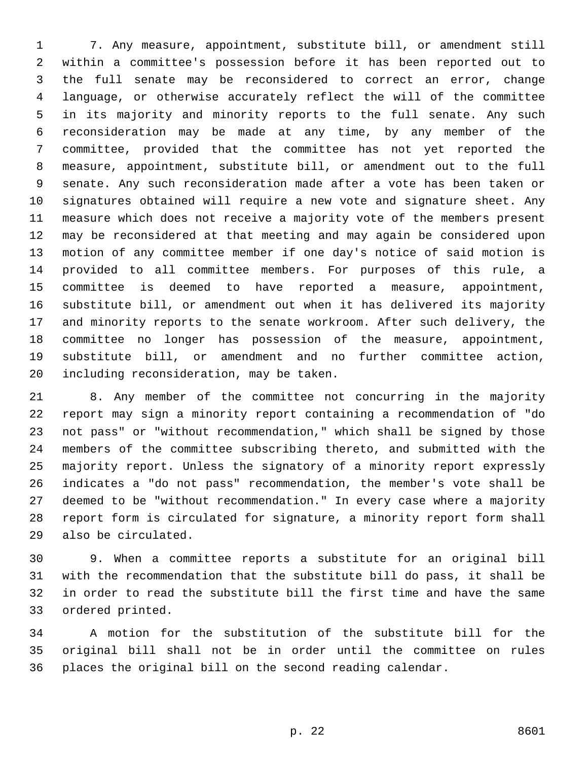7. Any measure, appointment, substitute bill, or amendment still within a committee's possession before it has been reported out to the full senate may be reconsidered to correct an error, change language, or otherwise accurately reflect the will of the committee in its majority and minority reports to the full senate. Any such reconsideration may be made at any time, by any member of the committee, provided that the committee has not yet reported the measure, appointment, substitute bill, or amendment out to the full senate. Any such reconsideration made after a vote has been taken or signatures obtained will require a new vote and signature sheet. Any measure which does not receive a majority vote of the members present may be reconsidered at that meeting and may again be considered upon motion of any committee member if one day's notice of said motion is provided to all committee members. For purposes of this rule, a committee is deemed to have reported a measure, appointment, substitute bill, or amendment out when it has delivered its majority and minority reports to the senate workroom. After such delivery, the committee no longer has possession of the measure, appointment, substitute bill, or amendment and no further committee action, including reconsideration, may be taken.

8. Any member of the committee not concurring in the majority report may sign a minority report containing a recommendation of "do not pass" or "without recommendation," which shall be signed by those members of the committee subscribing thereto, and submitted with the majority report. Unless the signatory of a minority report expressly indicates a "do not pass" recommendation, the member's vote shall be deemed to be "without recommendation." In every case where a majority report form is circulated for signature, a minority report form shall also be circulated.

9. When a committee reports a substitute for an original bill with the recommendation that the substitute bill do pass, it shall be in order to read the substitute bill the first time and have the same ordered printed.

A motion for the substitution of the substitute bill for the original bill shall not be in order until the committee on rules places the original bill on the second reading calendar.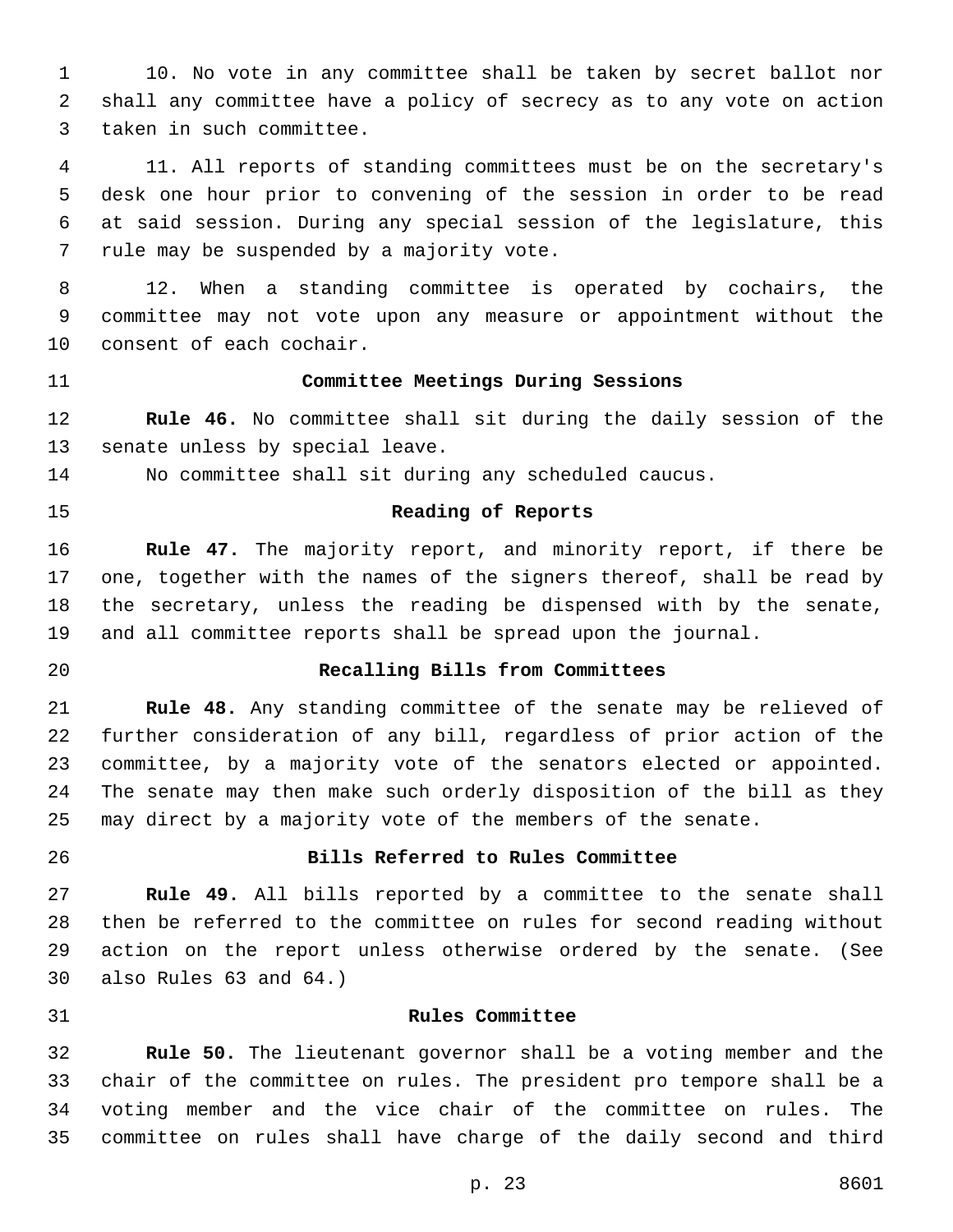10. No vote in any committee shall be taken by secret ballot nor shall any committee have a policy of secrecy as to any vote on action taken in such committee.

11. All reports of standing committees must be on the secretary's desk one hour prior to convening of the session in order to be read at said session. During any special session of the legislature, this rule may be suspended by a majority vote.

12. When a standing committee is operated by cochairs, the committee may not vote upon any measure or appointment without the consent of each cochair.

### Committee Meetings During Sessions

**Rule 46.** No committee shall sit during the daily session of the senate unless by special leave.

No committee shall sit during any scheduled caucus.

### Reading of Reports

**Rule 47.** The majority report, and minority report, if there be one, together with the names of the signers thereof, shall be read by the secretary, unless the reading be dispensed with by the senate, and all committee reports shall be spread upon the journal.

### Recalling Bills from Committees

**Rule 48.** Any standing committee of the senate may be relieved of further consideration of any bill, regardless of prior action of the committee, by a majority vote of the senators elected or appointed. The senate may then make such orderly disposition of the bill as they may direct by a majority vote of the members of the senate.

### Bills Referred to Rules Committee

**Rule 49.** All bills reported by a committee to the senate shall then be referred to the committee on rules for second reading without action on the report unless otherwise ordered by the senate. (See also Rules 63 and 64.)

### Rules Committee

**Rule 50.** The lieutenant governor shall be a voting member and the chair of the committee on rules. The president pro tempore shall be a voting member and the vice chair of the committee on rules. The committee on rules shall have charge of the daily second and third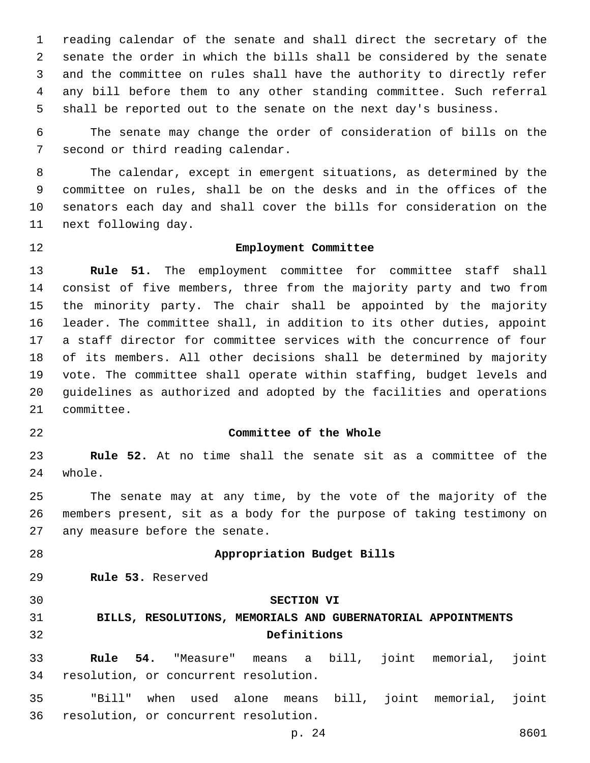reading calendar of the senate and shall direct the secretary of the senate the order in which the bills shall be considered by the senate and the committee on rules shall have the authority to directly refer any bill before them to any other standing committee. Such referral shall be reported out to the senate on the next day's business.

The senate may change the order of consideration of bills on the second or third reading calendar.

The calendar, except in emergent situations, as determined by the committee on rules, shall be on the desks and in the offices of the senators each day and shall cover the bills for consideration on the next following day.

### Employment Committee

**Rule 51.** The employment committee for committee staff shall consist of five members, three from the majority party and two from the minority party. The chair shall be appointed by the majority leader. The committee shall, in addition to its other duties, appoint a staff director for committee services with the concurrence of four of its members. All other decisions shall be determined by majority vote. The committee shall operate within staffing, budget levels and guidelines as authorized and adopted by the facilities and operations committee.

### Committee of the Whole

**Rule 52.** At no time shall the senate sit as a committee of the whole.

The senate may at any time, by the vote of the majority of the members present, sit as a body for the purpose of taking testimony on any measure before the senate.

### Appropriation Budget Bills

**Rule 53.** Reserved

## SECTION VI

## BILLS, RESOLUTIONS, MEMORIALS AND GUBERNATORIAL APPOINTMENTS

### Definitions

**Rule 54.** "Measure" means a bill, joint memorial, joint resolution, or concurrent resolution.

"Bill" when used alone means bill, joint memorial, joint resolution, or concurrent resolution.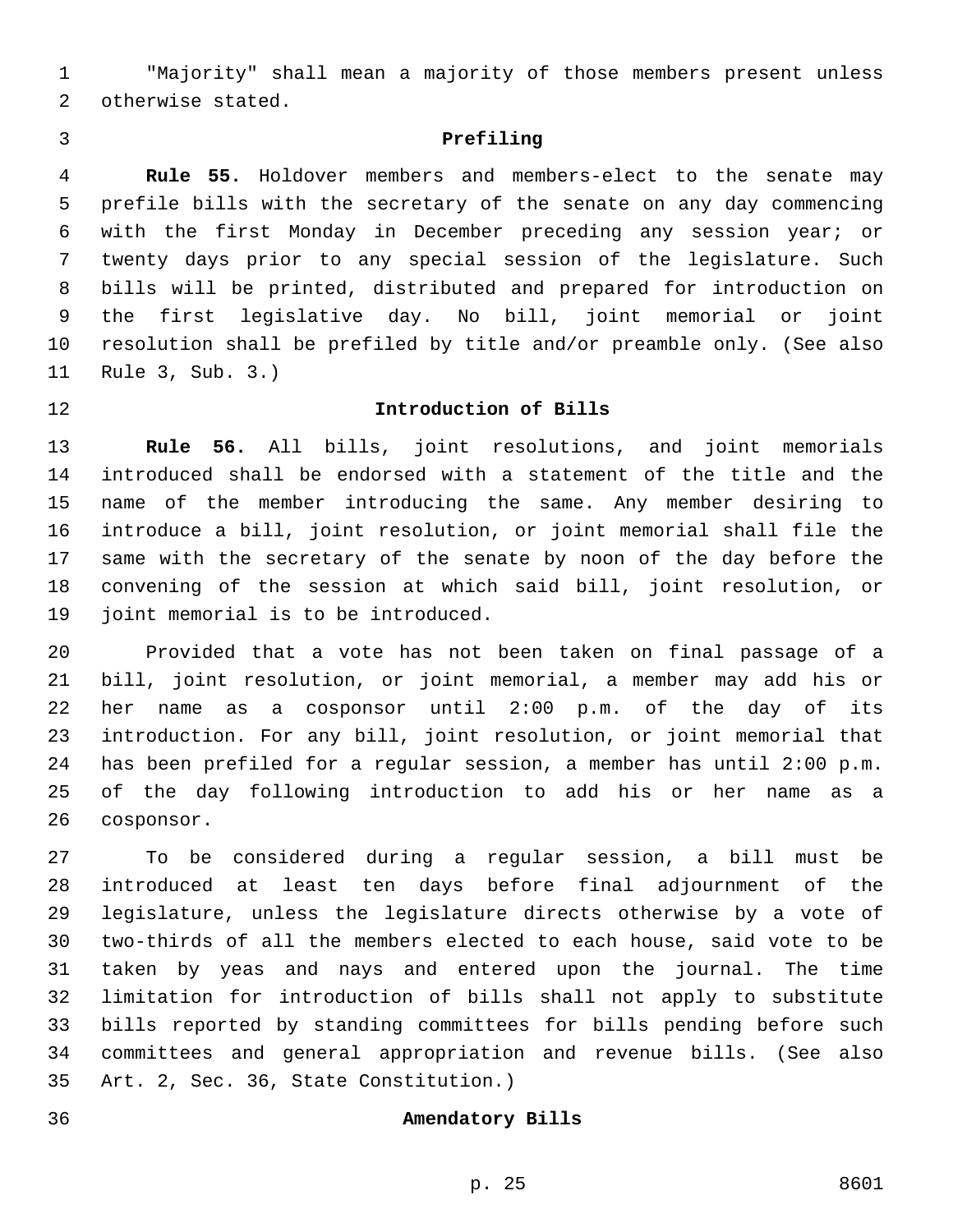"Majority" shall mean a majority of those members present unless otherwise stated.

### Prefiling

**Rule 55.** Holdover members and members-elect to the senate may prefile bills with the secretary of the senate on any day commencing with the first Monday in December preceding any session year; or twenty days prior to any special session of the legislature. Such bills will be printed, distributed and prepared for introduction on the first legislative day. No bill, joint memorial or joint resolution shall be prefiled by title and/or preamble only. (See also Rule 3, Sub. 3.)

### Introduction of Bills

**Rule 56.** All bills, joint resolutions, and joint memorials introduced shall be endorsed with a statement of the title and the name of the member introducing the same. Any member desiring to introduce a bill, joint resolution, or joint memorial shall file the same with the secretary of the senate by noon of the day before the convening of the session at which said bill, joint resolution, or joint memorial is to be introduced.

Provided that a vote has not been taken on final passage of a bill, joint resolution, or joint memorial, a member may add his or her name as a cosponsor until 2:00 p.m. of the day of its introduction. For any bill, joint resolution, or joint memorial that has been prefiled for a regular session, a member has until 2:00 p.m. of the day following introduction to add his or her name as a cosponsor.

To be considered during a regular session, a bill must be introduced at least ten days before final adjournment of the legislature, unless the legislature directs otherwise by a vote of two-thirds of all the members elected to each house, said vote to be taken by yeas and nays and entered upon the journal. The time limitation for introduction of bills shall not apply to substitute bills reported by standing committees for bills pending before such committees and general appropriation and revenue bills. (See also Art. 2, Sec. 36, State Constitution.)

### Amendatory Bills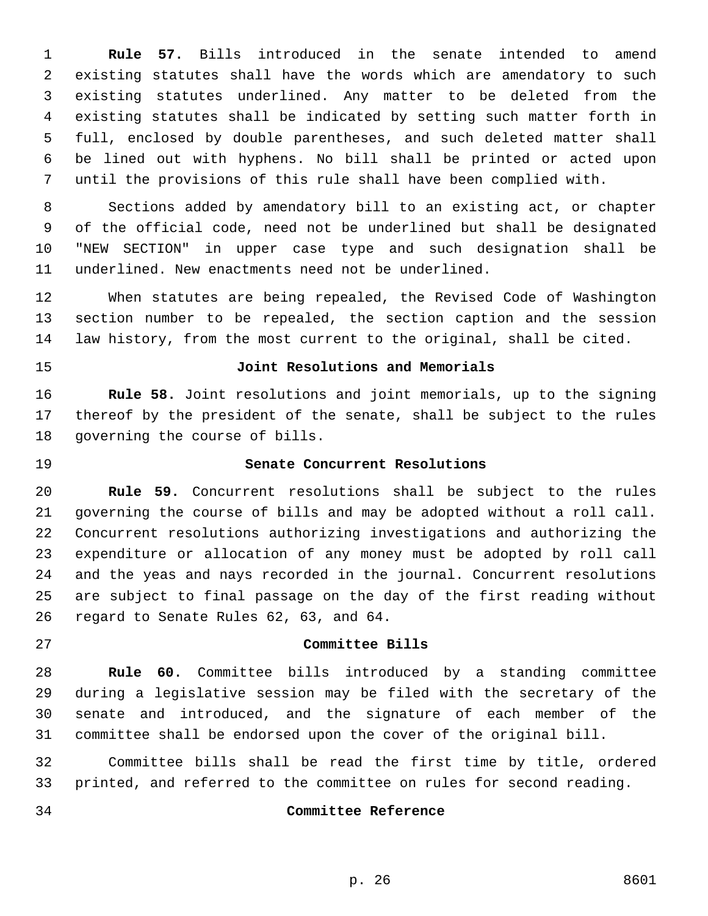**Rule 57.** Bills introduced in the senate intended to amend existing statutes shall have the words which are amendatory to such existing statutes underlined. Any matter to be deleted from the existing statutes shall be indicated by setting such matter forth in full, enclosed by double parentheses, and such deleted matter shall be lined out with hyphens. No bill shall be printed or acted upon until the provisions of this rule shall have been complied with.

Sections added by amendatory bill to an existing act, or chapter of the official code, need not be underlined but shall be designated "NEW SECTION" in upper case type and such designation shall be underlined. New enactments need not be underlined.

When statutes are being repealed, the Revised Code of Washington section number to be repealed, the section caption and the session law history, from the most current to the original, shall be cited.

### Joint Resolutions and Memorials

**Rule 58.** Joint resolutions and joint memorials, up to the signing thereof by the president of the senate, shall be subject to the rules governing the course of bills.

### Senate Concurrent Resolutions

**Rule 59.** Concurrent resolutions shall be subject to the rules governing the course of bills and may be adopted without a roll call. Concurrent resolutions authorizing investigations and authorizing the expenditure or allocation of any money must be adopted by roll call and the yeas and nays recorded in the journal. Concurrent resolutions are subject to final passage on the day of the first reading without regard to Senate Rules 62, 63, and 64.

### Committee Bills

**Rule 60.** Committee bills introduced by a standing committee during a legislative session may be filed with the secretary of the senate and introduced, and the signature of each member of the committee shall be endorsed upon the cover of the original bill.

Committee bills shall be read the first time by title, ordered printed, and referred to the committee on rules for second reading.

### Committee Reference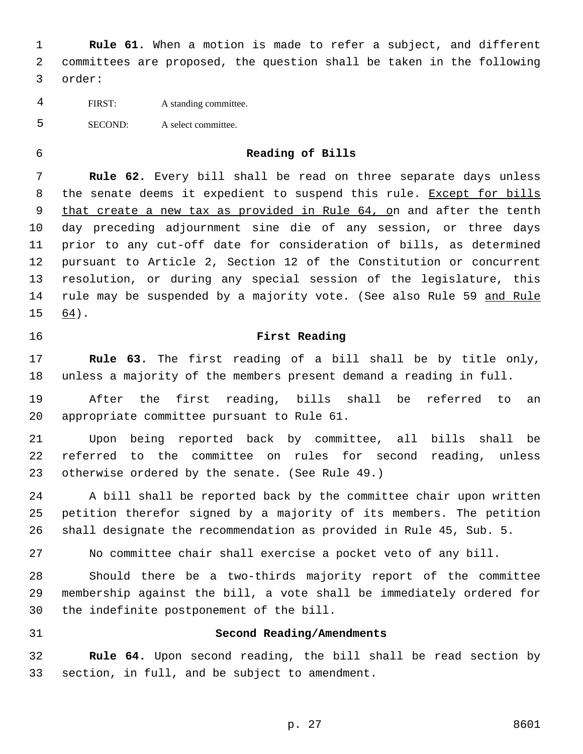**Rule 61.** When a motion is made to refer a subject, and different committees are proposed, the question shall be taken in the following order:

FIRST: A standing committee.

SECOND: A select committee.

## Reading of Bills

**Rule 62.** Every bill shall be read on three separate days unless the senate deems it expedient to suspend this rule. Except for bills that create a new tax as provided in Rule 64, on and after the tenth day preceding adjournment sine die of any session, or three days prior to any cut-off date for consideration of bills, as determined pursuant to Article 2, Section 12 of the Constitution or concurrent resolution, or during any special session of the legislature, this rule may be suspended by a majority vote. (See also Rule 59 and Rule 64).

## First Reading

**Rule 63.** The first reading of a bill shall be by title only, unless a majority of the members present demand a reading in full.

After the first reading, bills shall be referred to an appropriate committee pursuant to Rule 61.

Upon being reported back by committee, all bills shall be referred to the committee on rules for second reading, unless otherwise ordered by the senate. (See Rule 49.)

A bill shall be reported back by the committee chair upon written petition therefor signed by a majority of its members. The petition shall designate the recommendation as provided in Rule 45, Sub. 5.

No committee chair shall exercise a pocket veto of any bill.

Should there be a two-thirds majority report of the committee membership against the bill, a vote shall be immediately ordered for the indefinite postponement of the bill.

## Second Reading/Amendments

**Rule 64.** Upon second reading, the bill shall be read section by section, in full, and be subject to amendment.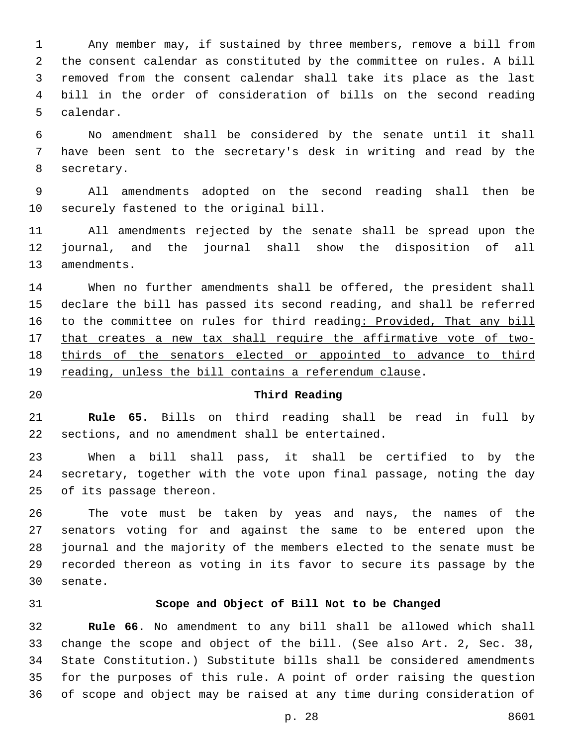Any member may, if sustained by three members, remove a bill from the consent calendar as constituted by the committee on rules. A bill removed from the consent calendar shall take its place as the last bill in the order of consideration of bills on the second reading calendar.

No amendment shall be considered by the senate until it shall have been sent to the secretary's desk in writing and read by the secretary.

All amendments adopted on the second reading shall then be securely fastened to the original bill.

All amendments rejected by the senate shall be spread upon the journal, and the journal shall show the disposition of all amendments.

When no further amendments shall be offered, the president shall declare the bill has passed its second reading, and shall be referred to the committee on rules for third reading<u>: Provided, That any bill that creates a new tax shall require the affirmative vote of two-thirds of the senators elected or appointed to advance to third reading, unless the bill contains a referendum clause</u>.

**Third Reading**

**Rule 65.** Bills on third reading shall be read in full by sections, and no amendment shall be entertained.

When a bill shall pass, it shall be certified to by the secretary, together with the vote upon final passage, noting the day of its passage thereon.

The vote must be taken by yeas and nays, the names of the senators voting for and against the same to be entered upon the journal and the majority of the members elected to the senate must be recorded thereon as voting in its favor to secure its passage by the senate.

**Scope and Object of Bill Not to be Changed**

**Rule 66.** No amendment to any bill shall be allowed which shall change the scope and object of the bill. (See also Art. 2, Sec. 38, State Constitution.) Substitute bills shall be considered amendments for the purposes of this rule. A point of order raising the question of scope and object may be raised at any time during consideration of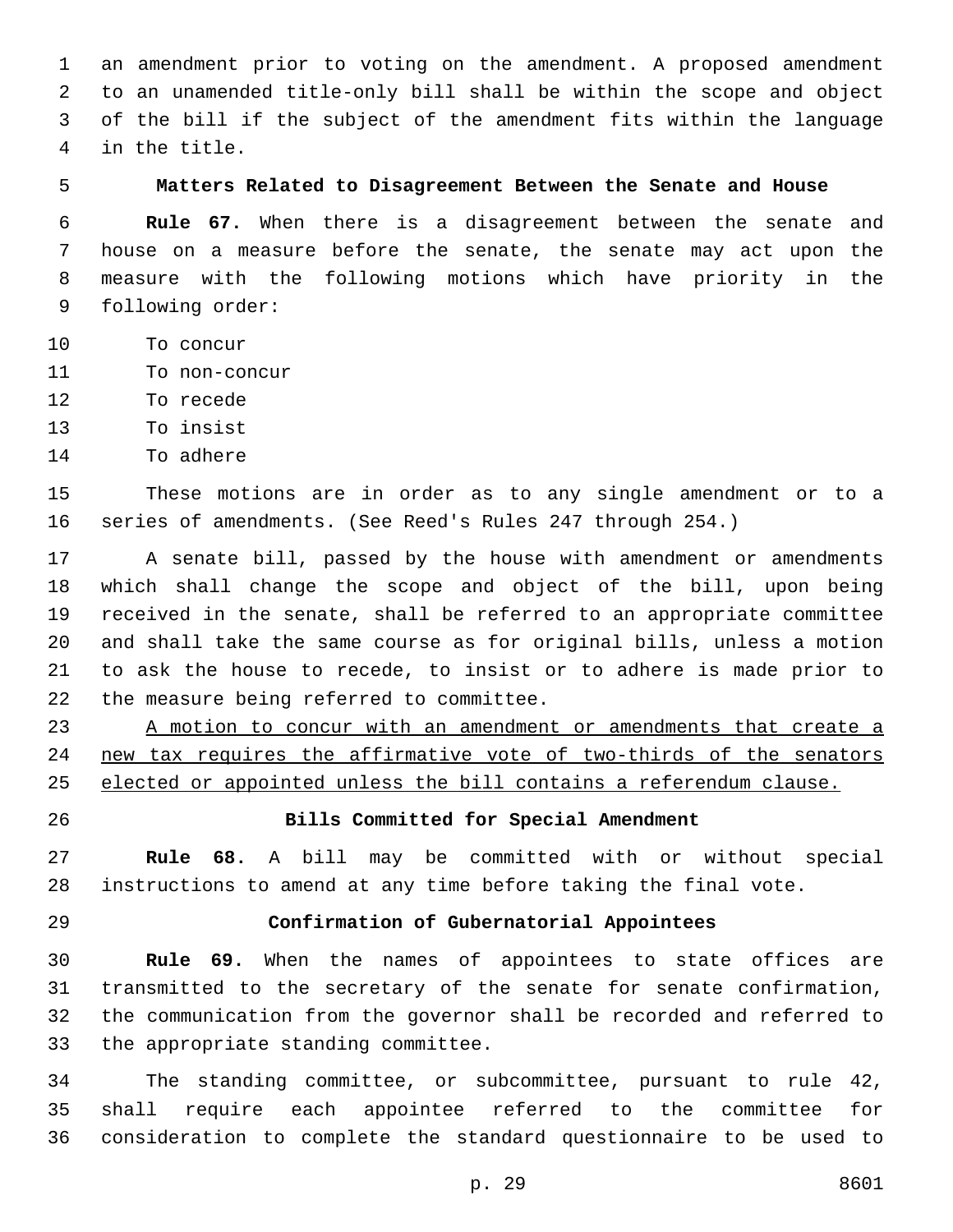an amendment prior to voting on the amendment. A proposed amendment to an unamended title-only bill shall be within the scope and object of the bill if the subject of the amendment fits within the language in the title.

**Matters Related to Disagreement Between the Senate and House**

**Rule 67.** When there is a disagreement between the senate and house on a measure before the senate, the senate may act upon the measure with the following motions which have priority in the following order:

To concur
To non-concur
To recede
To insist
To adhere

These motions are in order as to any single amendment or to a series of amendments. (See Reed's Rules 247 through 254.)

A senate bill, passed by the house with amendment or amendments which shall change the scope and object of the bill, upon being received in the senate, shall be referred to an appropriate committee and shall take the same course as for original bills, unless a motion to ask the house to recede, to insist or to adhere is made prior to the measure being referred to committee.

<u>A motion to concur with an amendment or amendments that create a new tax requires the affirmative vote of two-thirds of the senators elected or appointed unless the bill contains a referendum clause.</u>

**Bills Committed for Special Amendment**

**Rule 68.** A bill may be committed with or without special instructions to amend at any time before taking the final vote.

**Confirmation of Gubernatorial Appointees**

**Rule 69.** When the names of appointees to state offices are transmitted to the secretary of the senate for senate confirmation, the communication from the governor shall be recorded and referred to the appropriate standing committee.

The standing committee, or subcommittee, pursuant to rule 42, shall require each appointee referred to the committee for consideration to complete the standard questionnaire to be used to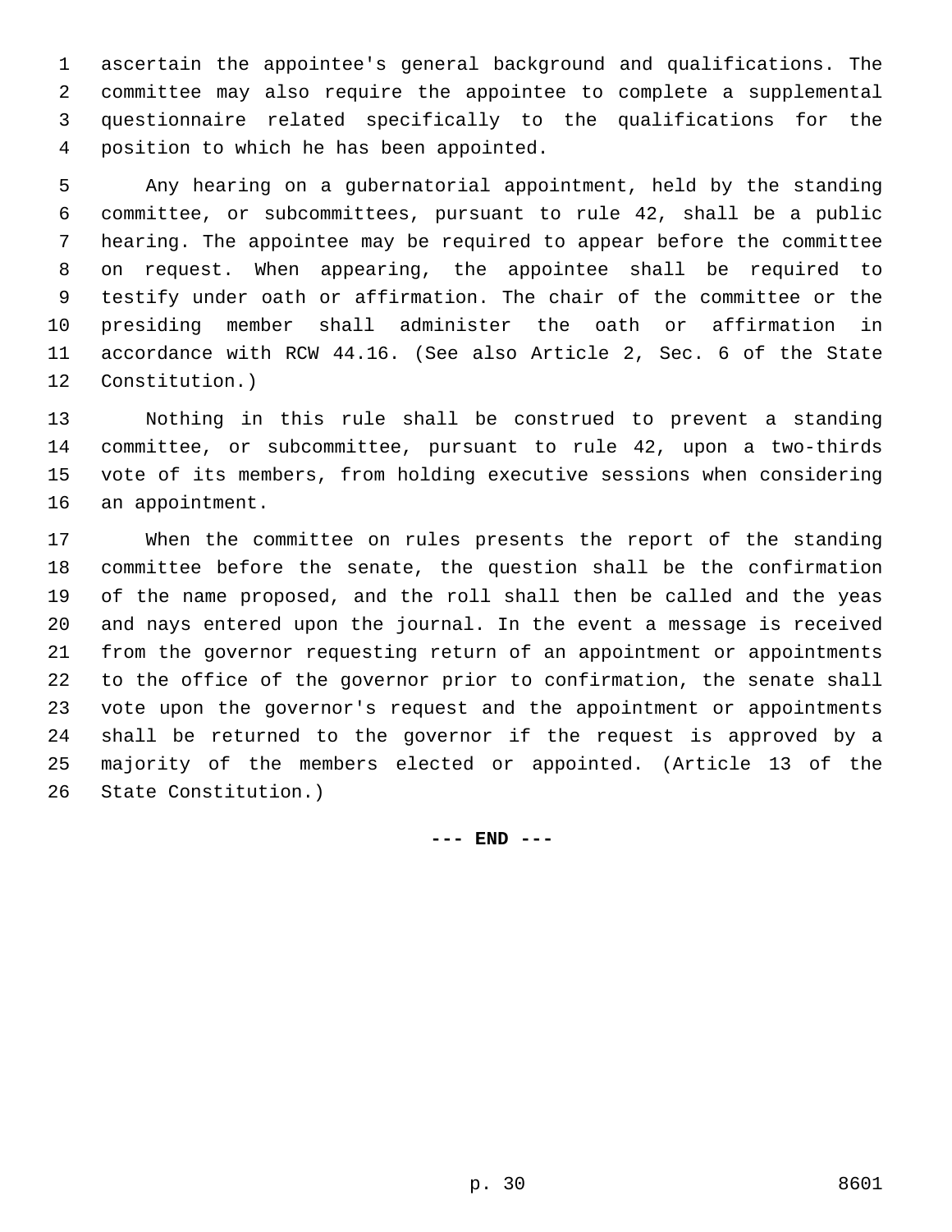ascertain the appointee's general background and qualifications. The committee may also require the appointee to complete a supplemental questionnaire related specifically to the qualifications for the position to which he has been appointed.

Any hearing on a gubernatorial appointment, held by the standing committee, or subcommittees, pursuant to rule 42, shall be a public hearing. The appointee may be required to appear before the committee on request. When appearing, the appointee shall be required to testify under oath or affirmation. The chair of the committee or the presiding member shall administer the oath or affirmation in accordance with RCW 44.16. (See also Article 2, Sec. 6 of the State Constitution.)

Nothing in this rule shall be construed to prevent a standing committee, or subcommittee, pursuant to rule 42, upon a two-thirds vote of its members, from holding executive sessions when considering an appointment.

When the committee on rules presents the report of the standing committee before the senate, the question shall be the confirmation of the name proposed, and the roll shall then be called and the yeas and nays entered upon the journal. In the event a message is received from the governor requesting return of an appointment or appointments to the office of the governor prior to confirmation, the senate shall vote upon the governor's request and the appointment or appointments shall be returned to the governor if the request is approved by a majority of the members elected or appointed. (Article 13 of the State Constitution.)

**--- END ---**